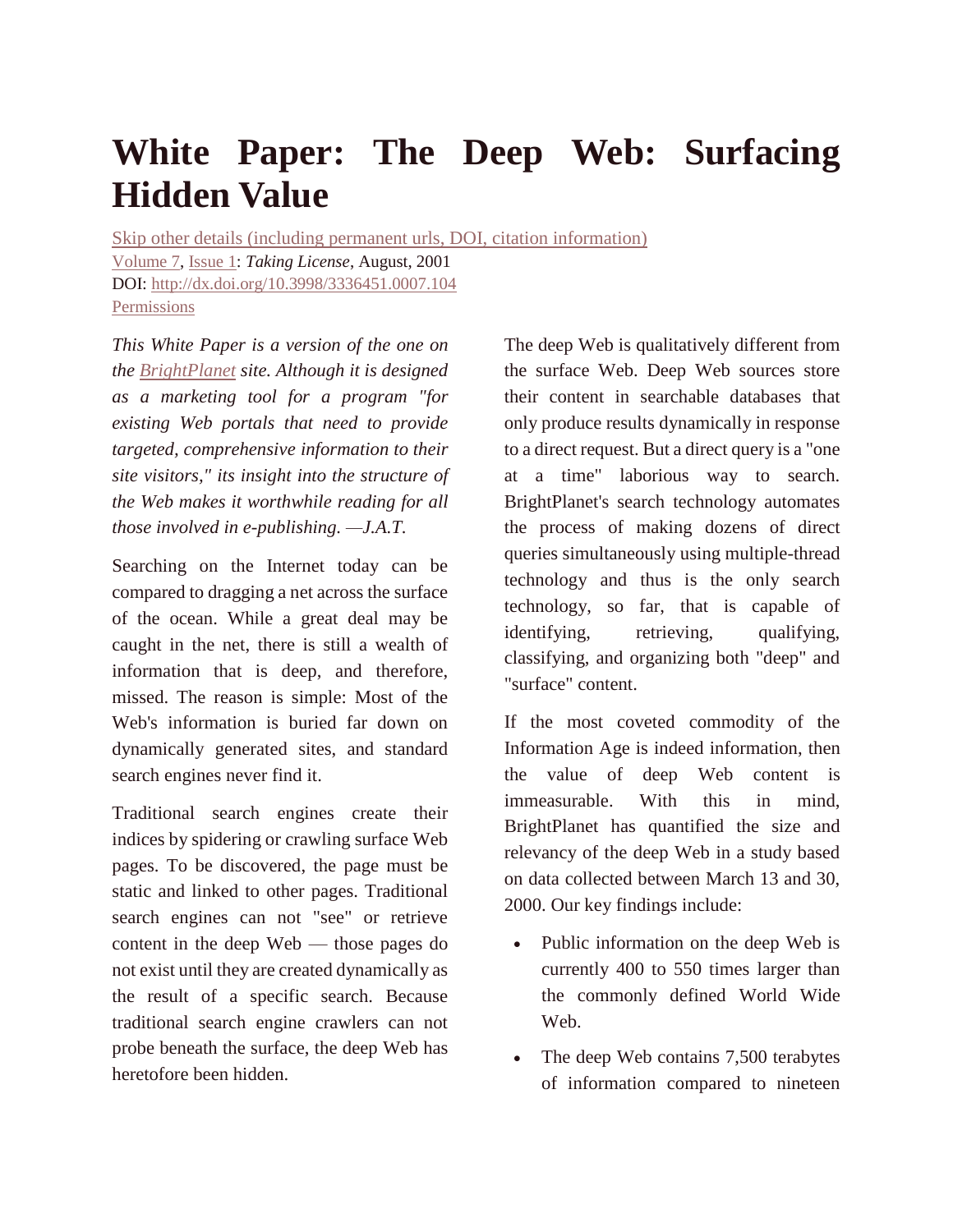# White Paper: The Deep Web: Surfacing Hidden Value

Skip other details (including permanent urls, DOI, citation information)
Volume 7, Issue 1: *Taking License*, August, 2001
DOI: http://dx.doi.org/10.3998/3336451.0007.104
Permissions

*This White Paper is a version of the one on the BrightPlanet site. Although it is designed as a marketing tool for a program "for existing Web portals that need to provide targeted, comprehensive information to their site visitors," its insight into the structure of the Web makes it worthwhile reading for all those involved in e-publishing. —J.A.T.*

Searching on the Internet today can be compared to dragging a net across the surface of the ocean. While a great deal may be caught in the net, there is still a wealth of information that is deep, and therefore, missed. The reason is simple: Most of the Web's information is buried far down on dynamically generated sites, and standard search engines never find it.

Traditional search engines create their indices by spidering or crawling surface Web pages. To be discovered, the page must be static and linked to other pages. Traditional search engines can not "see" or retrieve content in the deep Web — those pages do not exist until they are created dynamically as the result of a specific search. Because traditional search engine crawlers can not probe beneath the surface, the deep Web has heretofore been hidden.

The deep Web is qualitatively different from the surface Web. Deep Web sources store their content in searchable databases that only produce results dynamically in response to a direct request. But a direct query is a "one at a time" laborious way to search. BrightPlanet's search technology automates the process of making dozens of direct queries simultaneously using multiple-thread technology and thus is the only search technology, so far, that is capable of identifying, retrieving, qualifying, classifying, and organizing both "deep" and "surface" content.

If the most coveted commodity of the Information Age is indeed information, then the value of deep Web content is immeasurable. With this in mind, BrightPlanet has quantified the size and relevancy of the deep Web in a study based on data collected between March 13 and 30, 2000. Our key findings include:

- Public information on the deep Web is currently 400 to 550 times larger than the commonly defined World Wide Web.
- The deep Web contains 7,500 terabytes of information compared to nineteen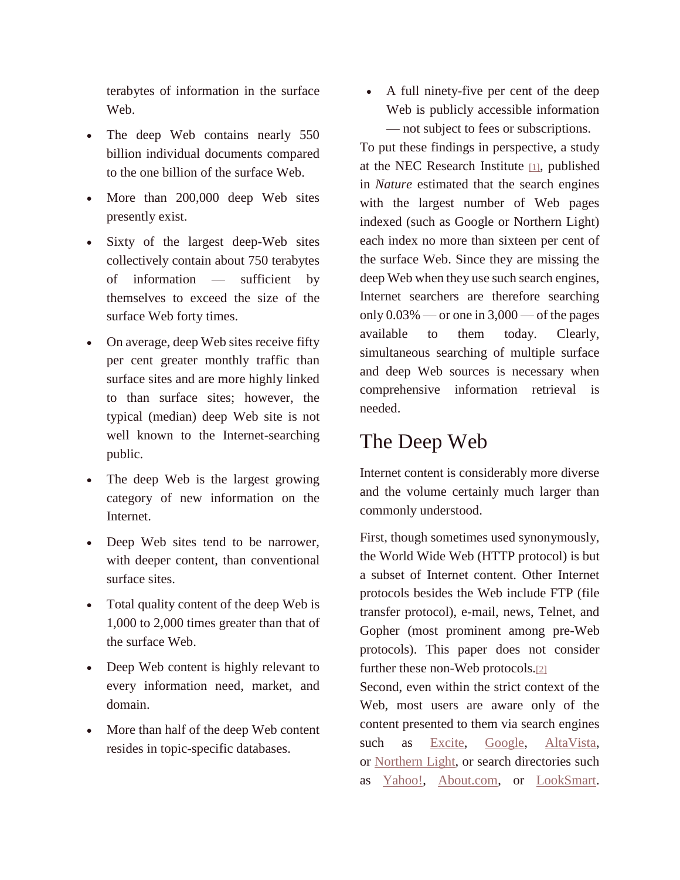terabytes of information in the surface Web.

- The deep Web contains nearly 550 billion individual documents compared to the one billion of the surface Web.
- More than 200,000 deep Web sites presently exist.
- Sixty of the largest deep-Web sites collectively contain about 750 terabytes of information — sufficient by themselves to exceed the size of the surface Web forty times.
- On average, deep Web sites receive fifty per cent greater monthly traffic than surface sites and are more highly linked to than surface sites; however, the typical (median) deep Web site is not well known to the Internet-searching public.
- The deep Web is the largest growing category of new information on the Internet.
- Deep Web sites tend to be narrower, with deeper content, than conventional surface sites.
- Total quality content of the deep Web is 1,000 to 2,000 times greater than that of the surface Web.
- Deep Web content is highly relevant to every information need, market, and domain.
- More than half of the deep Web content resides in topic-specific databases.
- A full ninety-five per cent of the deep Web is publicly accessible information — not subject to fees or subscriptions.

To put these findings in perspective, a study at the NEC Research Institute [1], published in *Nature* estimated that the search engines with the largest number of Web pages indexed (such as Google or Northern Light) each index no more than sixteen per cent of the surface Web. Since they are missing the deep Web when they use such search engines, Internet searchers are therefore searching only 0.03% — or one in 3,000 — of the pages available to them today. Clearly, simultaneous searching of multiple surface and deep Web sources is necessary when comprehensive information retrieval is needed.

## The Deep Web

Internet content is considerably more diverse and the volume certainly much larger than commonly understood.

First, though sometimes used synonymously, the World Wide Web (HTTP protocol) is but a subset of Internet content. Other Internet protocols besides the Web include FTP (file transfer protocol), e-mail, news, Telnet, and Gopher (most prominent among pre-Web protocols). This paper does not consider further these non-Web protocols.[2]

Second, even within the strict context of the Web, most users are aware only of the content presented to them via search engines such as Excite, Google, AltaVista, or Northern Light, or search directories such as Yahoo!, About.com, or LookSmart.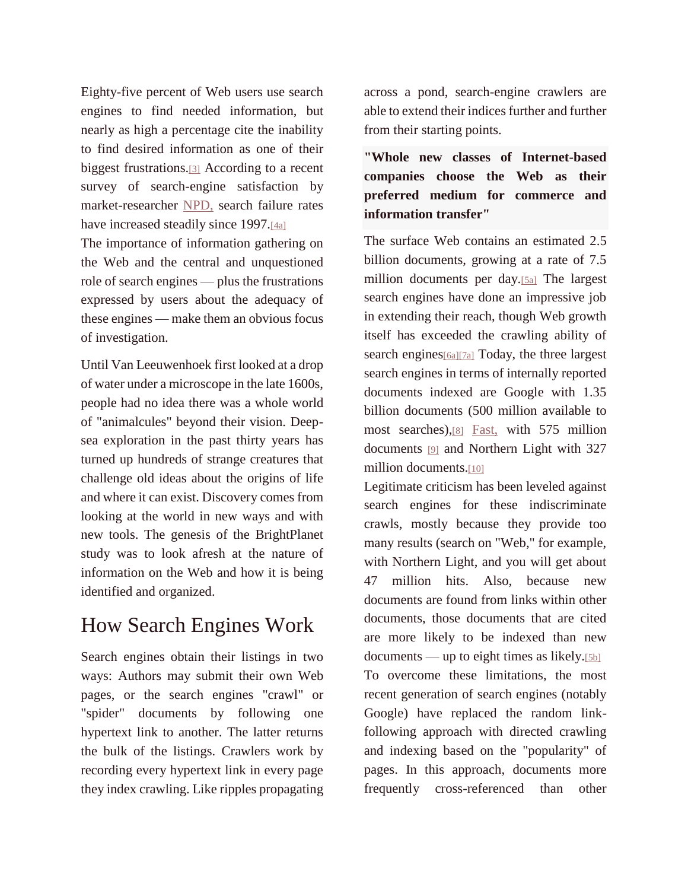Eighty-five percent of Web users use search engines to find needed information, but nearly as high a percentage cite the inability to find desired information as one of their biggest frustrations.[3] According to a recent survey of search-engine satisfaction by market-researcher NPD, search failure rates have increased steadily since 1997.[4a]

The importance of information gathering on the Web and the central and unquestioned role of search engines — plus the frustrations expressed by users about the adequacy of these engines — make them an obvious focus of investigation.

Until Van Leeuwenhoek first looked at a drop of water under a microscope in the late 1600s, people had no idea there was a whole world of "animalcules" beyond their vision. Deep-sea exploration in the past thirty years has turned up hundreds of strange creatures that challenge old ideas about the origins of life and where it can exist. Discovery comes from looking at the world in new ways and with new tools. The genesis of the BrightPlanet study was to look afresh at the nature of information on the Web and how it is being identified and organized.

## How Search Engines Work

Search engines obtain their listings in two ways: Authors may submit their own Web pages, or the search engines "crawl" or "spider" documents by following one hypertext link to another. The latter returns the bulk of the listings. Crawlers work by recording every hypertext link in every page they index crawling. Like ripples propagating across a pond, search-engine crawlers are able to extend their indices further and further from their starting points.

**"Whole new classes of Internet-based companies choose the Web as their preferred medium for commerce and information transfer"**

The surface Web contains an estimated 2.5 billion documents, growing at a rate of 7.5 million documents per day.[5a] The largest search engines have done an impressive job in extending their reach, though Web growth itself has exceeded the crawling ability of search engines[6a][7a] Today, the three largest search engines in terms of internally reported documents indexed are Google with 1.35 billion documents (500 million available to most searches),[8] Fast, with 575 million documents [9] and Northern Light with 327 million documents.[10]

Legitimate criticism has been leveled against search engines for these indiscriminate crawls, mostly because they provide too many results (search on "Web," for example, with Northern Light, and you will get about 47 million hits. Also, because new documents are found from links within other documents, those documents that are cited are more likely to be indexed than new documents — up to eight times as likely.[5b]

To overcome these limitations, the most recent generation of search engines (notably Google) have replaced the random link-following approach with directed crawling and indexing based on the "popularity" of pages. In this approach, documents more frequently cross-referenced than other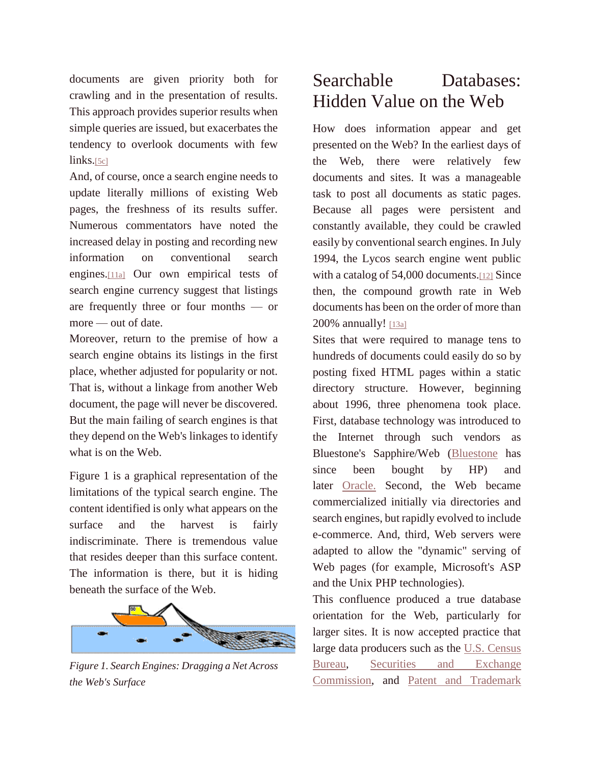documents are given priority both for crawling and in the presentation of results. This approach provides superior results when simple queries are issued, but exacerbates the tendency to overlook documents with few links.[5c]

And, of course, once a search engine needs to update literally millions of existing Web pages, the freshness of its results suffer. Numerous commentators have noted the increased delay in posting and recording new information on conventional search engines.[11a] Our own empirical tests of search engine currency suggest that listings are frequently three or four months — or more — out of date.

Moreover, return to the premise of how a search engine obtains its listings in the first place, whether adjusted for popularity or not. That is, without a linkage from another Web document, the page will never be discovered. But the main failing of search engines is that they depend on the Web's linkages to identify what is on the Web.

Figure 1 is a graphical representation of the limitations of the typical search engine. The content identified is only what appears on the surface and the harvest is fairly indiscriminate. There is tremendous value that resides deeper than this surface content. The information is there, but it is hiding beneath the surface of the Web.

*Figure 1. Search Engines: Dragging a Net Across the Web's Surface*

## Searchable Databases: Hidden Value on the Web

How does information appear and get presented on the Web? In the earliest days of the Web, there were relatively few documents and sites. It was a manageable task to post all documents as static pages. Because all pages were persistent and constantly available, they could be crawled easily by conventional search engines. In July 1994, the Lycos search engine went public with a catalog of 54,000 documents.[12] Since then, the compound growth rate in Web documents has been on the order of more than 200% annually! [13a]

Sites that were required to manage tens to hundreds of documents could easily do so by posting fixed HTML pages within a static directory structure. However, beginning about 1996, three phenomena took place. First, database technology was introduced to the Internet through such vendors as Bluestone's Sapphire/Web (Bluestone has since been bought by HP) and later Oracle. Second, the Web became commercialized initially via directories and search engines, but rapidly evolved to include e-commerce. And, third, Web servers were adapted to allow the "dynamic" serving of Web pages (for example, Microsoft's ASP and the Unix PHP technologies).

This confluence produced a true database orientation for the Web, particularly for larger sites. It is now accepted practice that large data producers such as the U.S. Census Bureau, Securities and Exchange Commission, and Patent and Trademark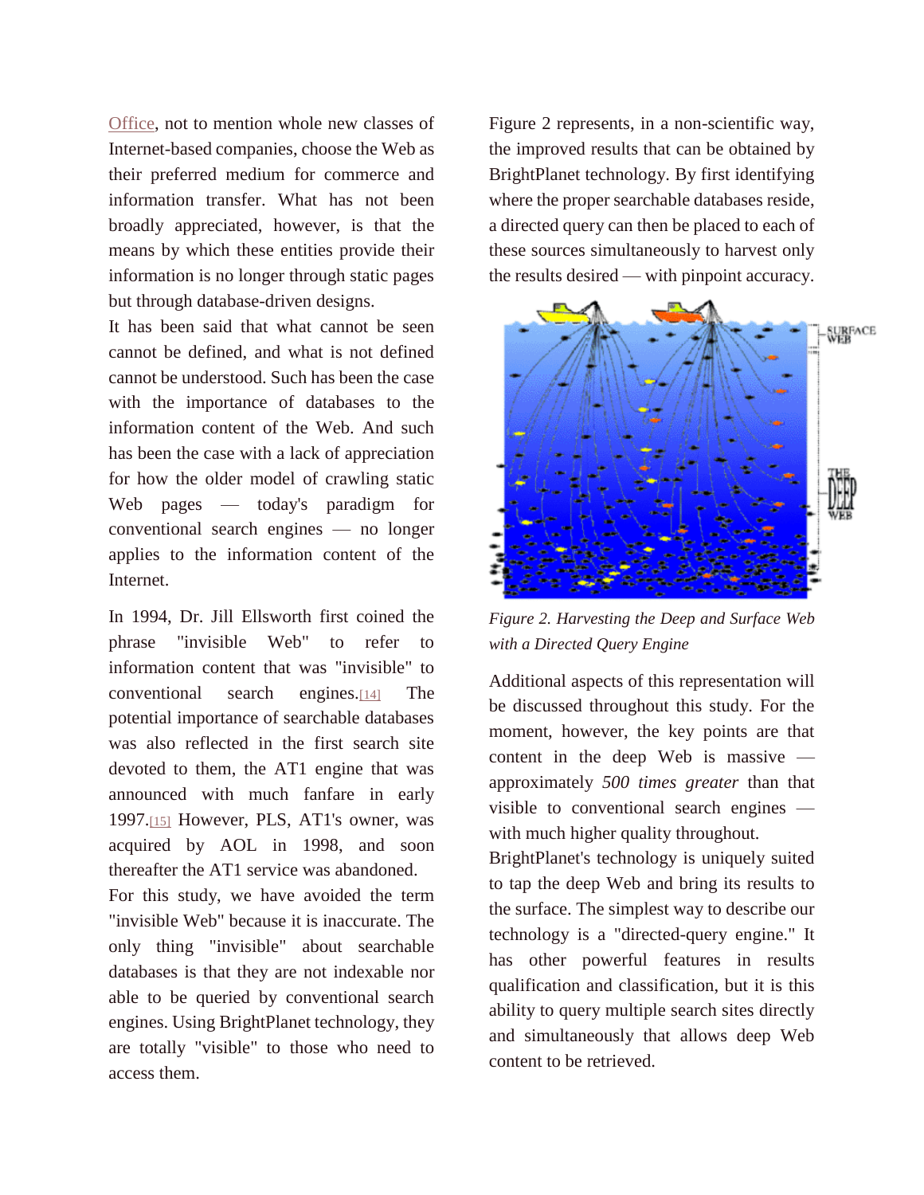Office, not to mention whole new classes of Internet-based companies, choose the Web as their preferred medium for commerce and information transfer. What has not been broadly appreciated, however, is that the means by which these entities provide their information is no longer through static pages but through database-driven designs.

It has been said that what cannot be seen cannot be defined, and what is not defined cannot be understood. Such has been the case with the importance of databases to the information content of the Web. And such has been the case with a lack of appreciation for how the older model of crawling static Web pages — today's paradigm for conventional search engines — no longer applies to the information content of the Internet.

In 1994, Dr. Jill Ellsworth first coined the phrase "invisible Web" to refer to information content that was "invisible" to conventional search engines.[14] The potential importance of searchable databases was also reflected in the first search site devoted to them, the AT1 engine that was announced with much fanfare in early 1997.[15] However, PLS, AT1's owner, was acquired by AOL in 1998, and soon thereafter the AT1 service was abandoned.

For this study, we have avoided the term "invisible Web" because it is inaccurate. The only thing "invisible" about searchable databases is that they are not indexable nor able to be queried by conventional search engines. Using BrightPlanet technology, they are totally "visible" to those who need to access them.

Figure 2 represents, in a non-scientific way, the improved results that can be obtained by BrightPlanet technology. By first identifying where the proper searchable databases reside, a directed query can then be placed to each of these sources simultaneously to harvest only the results desired — with pinpoint accuracy.

*Figure 2. Harvesting the Deep and Surface Web with a Directed Query Engine*

Additional aspects of this representation will be discussed throughout this study. For the moment, however, the key points are that content in the deep Web is massive — approximately *500 times greater* than that visible to conventional search engines — with much higher quality throughout.

BrightPlanet's technology is uniquely suited to tap the deep Web and bring its results to the surface. The simplest way to describe our technology is a "directed-query engine." It has other powerful features in results qualification and classification, but it is this ability to query multiple search sites directly and simultaneously that allows deep Web content to be retrieved.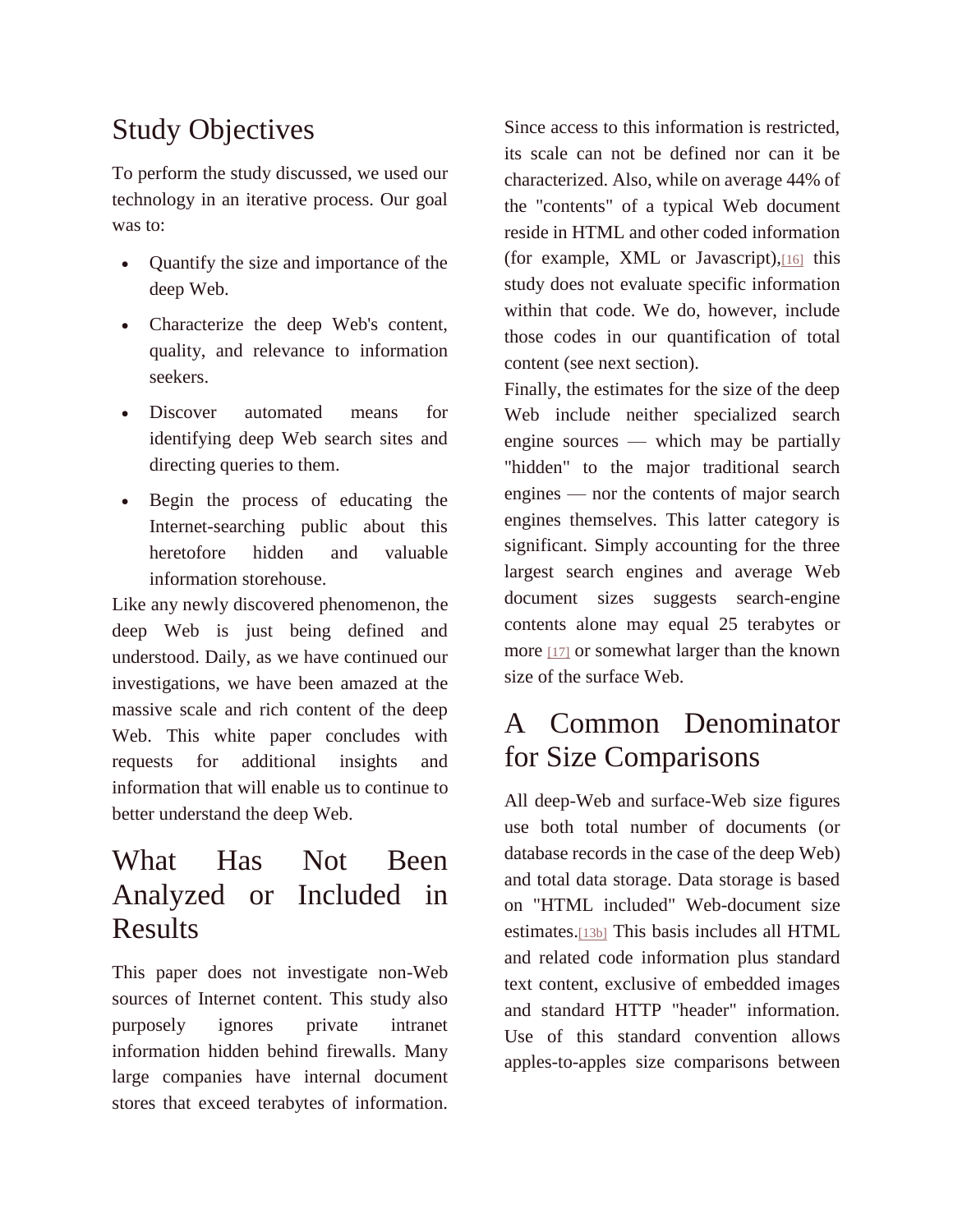## Study Objectives

To perform the study discussed, we used our technology in an iterative process. Our goal was to:

- Quantify the size and importance of the deep Web.
- Characterize the deep Web's content, quality, and relevance to information seekers.
- Discover automated means for identifying deep Web search sites and directing queries to them.
- Begin the process of educating the Internet-searching public about this heretofore hidden and valuable information storehouse.

Like any newly discovered phenomenon, the deep Web is just being defined and understood. Daily, as we have continued our investigations, we have been amazed at the massive scale and rich content of the deep Web. This white paper concludes with requests for additional insights and information that will enable us to continue to better understand the deep Web.

## What Has Not Been Analyzed or Included in Results

This paper does not investigate non-Web sources of Internet content. This study also purposely ignores private intranet information hidden behind firewalls. Many large companies have internal document stores that exceed terabytes of information. Since access to this information is restricted, its scale can not be defined nor can it be characterized. Also, while on average 44% of the "contents" of a typical Web document reside in HTML and other coded information (for example, XML or Javascript),[16] this study does not evaluate specific information within that code. We do, however, include those codes in our quantification of total content (see next section).

Finally, the estimates for the size of the deep Web include neither specialized search engine sources — which may be partially "hidden" to the major traditional search engines — nor the contents of major search engines themselves. This latter category is significant. Simply accounting for the three largest search engines and average Web document sizes suggests search-engine contents alone may equal 25 terabytes or more [17] or somewhat larger than the known size of the surface Web.

## A Common Denominator for Size Comparisons

All deep-Web and surface-Web size figures use both total number of documents (or database records in the case of the deep Web) and total data storage. Data storage is based on "HTML included" Web-document size estimates.[13b] This basis includes all HTML and related code information plus standard text content, exclusive of embedded images and standard HTTP "header" information. Use of this standard convention allows apples-to-apples size comparisons between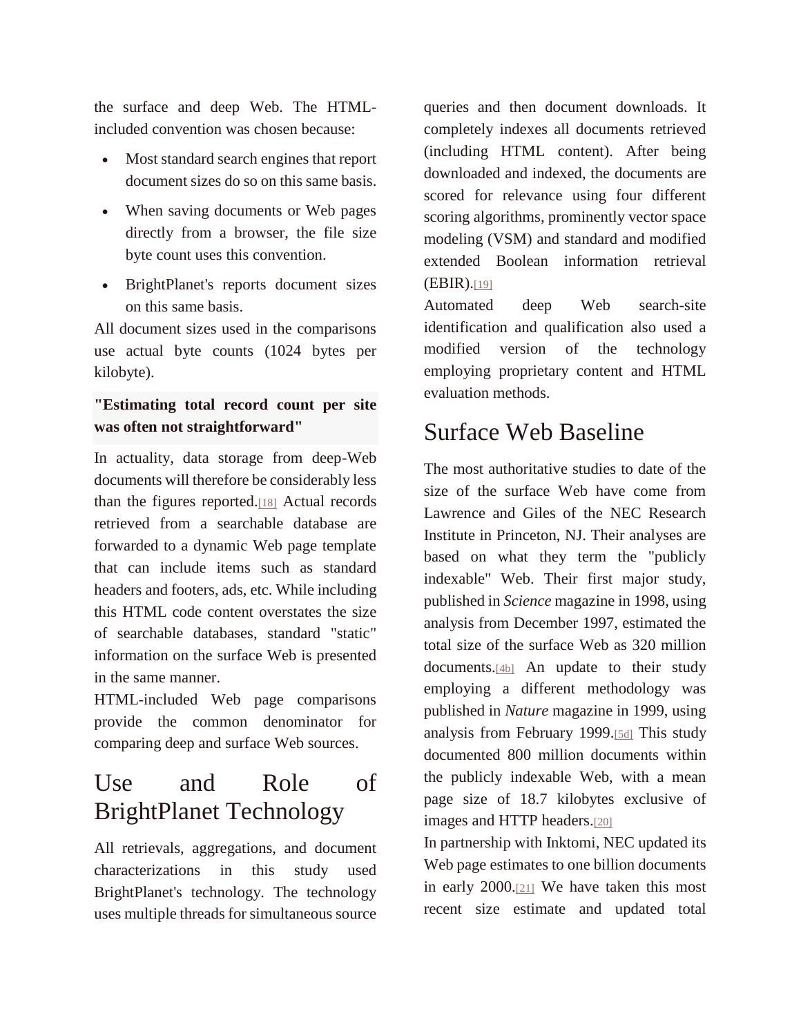the surface and deep Web. The HTML-included convention was chosen because:

- Most standard search engines that report document sizes do so on this same basis.
- When saving documents or Web pages directly from a browser, the file size byte count uses this convention.
- BrightPlanet's reports document sizes on this same basis.

All document sizes used in the comparisons use actual byte counts (1024 bytes per kilobyte).

**"Estimating total record count per site was often not straightforward"**

In actuality, data storage from deep-Web documents will therefore be considerably less than the figures reported.[18] Actual records retrieved from a searchable database are forwarded to a dynamic Web page template that can include items such as standard headers and footers, ads, etc. While including this HTML code content overstates the size of searchable databases, standard "static" information on the surface Web is presented in the same manner.

HTML-included Web page comparisons provide the common denominator for comparing deep and surface Web sources.

# Use and Role of BrightPlanet Technology

All retrievals, aggregations, and document characterizations in this study used BrightPlanet's technology. The technology uses multiple threads for simultaneous source queries and then document downloads. It completely indexes all documents retrieved (including HTML content). After being downloaded and indexed, the documents are scored for relevance using four different scoring algorithms, prominently vector space modeling (VSM) and standard and modified extended Boolean information retrieval (EBIR).[19]

Automated deep Web search-site identification and qualification also used a modified version of the technology employing proprietary content and HTML evaluation methods.

# Surface Web Baseline

The most authoritative studies to date of the size of the surface Web have come from Lawrence and Giles of the NEC Research Institute in Princeton, NJ. Their analyses are based on what they term the "publicly indexable" Web. Their first major study, published in *Science* magazine in 1998, using analysis from December 1997, estimated the total size of the surface Web as 320 million documents.[4b] An update to their study employing a different methodology was published in *Nature* magazine in 1999, using analysis from February 1999.[5d] This study documented 800 million documents within the publicly indexable Web, with a mean page size of 18.7 kilobytes exclusive of images and HTTP headers.[20]

In partnership with Inktomi, NEC updated its Web page estimates to one billion documents in early 2000.[21] We have taken this most recent size estimate and updated total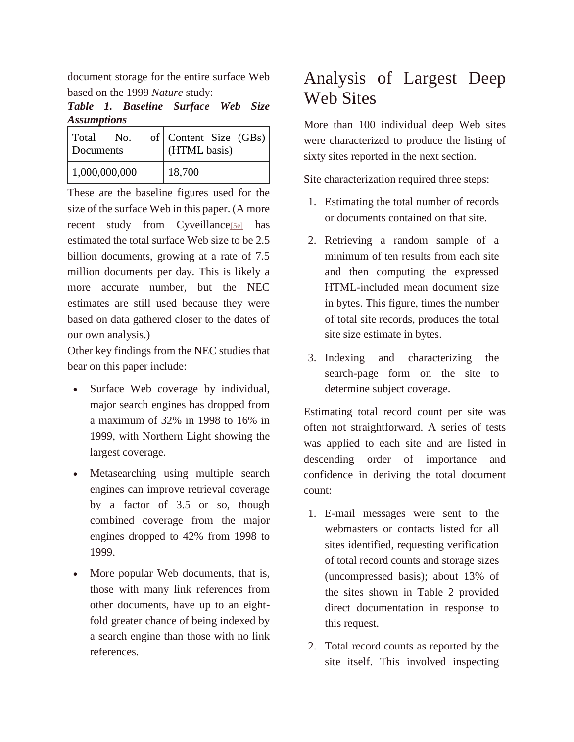document storage for the entire surface Web based on the 1999 *Nature* study:

***Table 1. Baseline Surface Web Size Assumptions***

| Total No. of Documents | Content Size (GBs) (HTML basis) |
|---|---|
| 1,000,000,000 | 18,700 |

These are the baseline figures used for the size of the surface Web in this paper. (A more recent study from Cyveillance[5e] has estimated the total surface Web size to be 2.5 billion documents, growing at a rate of 7.5 million documents per day. This is likely a more accurate number, but the NEC estimates are still used because they were based on data gathered closer to the dates of our own analysis.)

Other key findings from the NEC studies that bear on this paper include:

- Surface Web coverage by individual, major search engines has dropped from a maximum of 32% in 1998 to 16% in 1999, with Northern Light showing the largest coverage.
- Metasearching using multiple search engines can improve retrieval coverage by a factor of 3.5 or so, though combined coverage from the major engines dropped to 42% from 1998 to 1999.
- More popular Web documents, that is, those with many link references from other documents, have up to an eight-fold greater chance of being indexed by a search engine than those with no link references.

# Analysis of Largest Deep Web Sites

More than 100 individual deep Web sites were characterized to produce the listing of sixty sites reported in the next section.

Site characterization required three steps:

1. Estimating the total number of records or documents contained on that site.
2. Retrieving a random sample of a minimum of ten results from each site and then computing the expressed HTML-included mean document size in bytes. This figure, times the number of total site records, produces the total site size estimate in bytes.
3. Indexing and characterizing the search-page form on the site to determine subject coverage.

Estimating total record count per site was often not straightforward. A series of tests was applied to each site and are listed in descending order of importance and confidence in deriving the total document count:

1. E-mail messages were sent to the webmasters or contacts listed for all sites identified, requesting verification of total record counts and storage sizes (uncompressed basis); about 13% of the sites shown in Table 2 provided direct documentation in response to this request.
2. Total record counts as reported by the site itself. This involved inspecting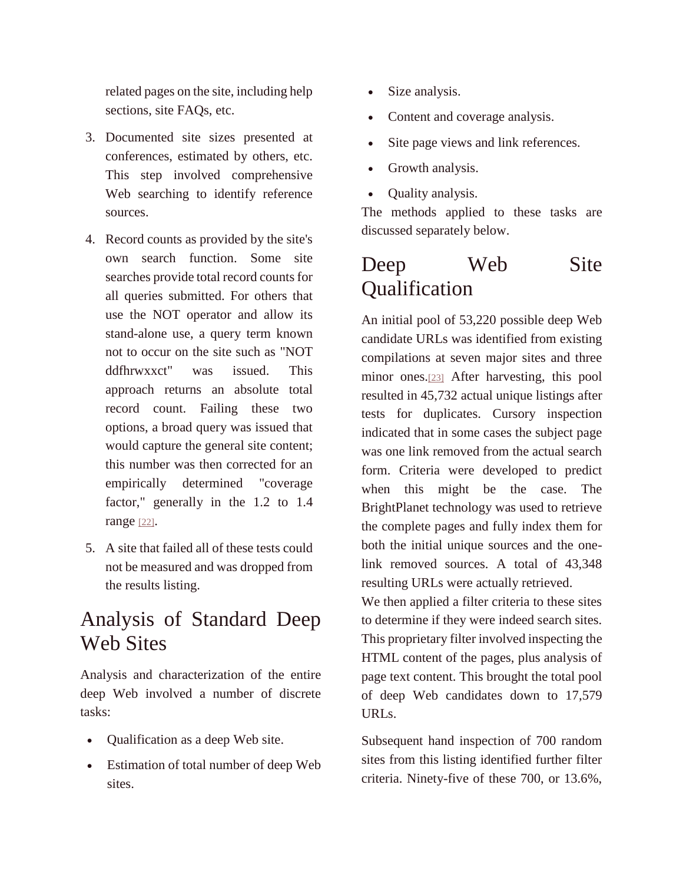related pages on the site, including help sections, site FAQs, etc.

3. Documented site sizes presented at conferences, estimated by others, etc. This step involved comprehensive Web searching to identify reference sources.
4. Record counts as provided by the site's own search function. Some site searches provide total record counts for all queries submitted. For others that use the NOT operator and allow its stand-alone use, a query term known not to occur on the site such as "NOT ddfhrwxxct" was issued. This approach returns an absolute total record count. Failing these two options, a broad query was issued that would capture the general site content; this number was then corrected for an empirically determined "coverage factor," generally in the 1.2 to 1.4 range [22].
5. A site that failed all of these tests could not be measured and was dropped from the results listing.

## Analysis of Standard Deep Web Sites

Analysis and characterization of the entire deep Web involved a number of discrete tasks:

- Qualification as a deep Web site.
- Estimation of total number of deep Web sites.
- Size analysis.
- Content and coverage analysis.
- Site page views and link references.
- Growth analysis.
- Quality analysis.

The methods applied to these tasks are discussed separately below.

## Deep Web Site Qualification

An initial pool of 53,220 possible deep Web candidate URLs was identified from existing compilations at seven major sites and three minor ones.[23] After harvesting, this pool resulted in 45,732 actual unique listings after tests for duplicates. Cursory inspection indicated that in some cases the subject page was one link removed from the actual search form. Criteria were developed to predict when this might be the case. The BrightPlanet technology was used to retrieve the complete pages and fully index them for both the initial unique sources and the one-link removed sources. A total of 43,348 resulting URLs were actually retrieved.

We then applied a filter criteria to these sites to determine if they were indeed search sites. This proprietary filter involved inspecting the HTML content of the pages, plus analysis of page text content. This brought the total pool of deep Web candidates down to 17,579 URLs.

Subsequent hand inspection of 700 random sites from this listing identified further filter criteria. Ninety-five of these 700, or 13.6%,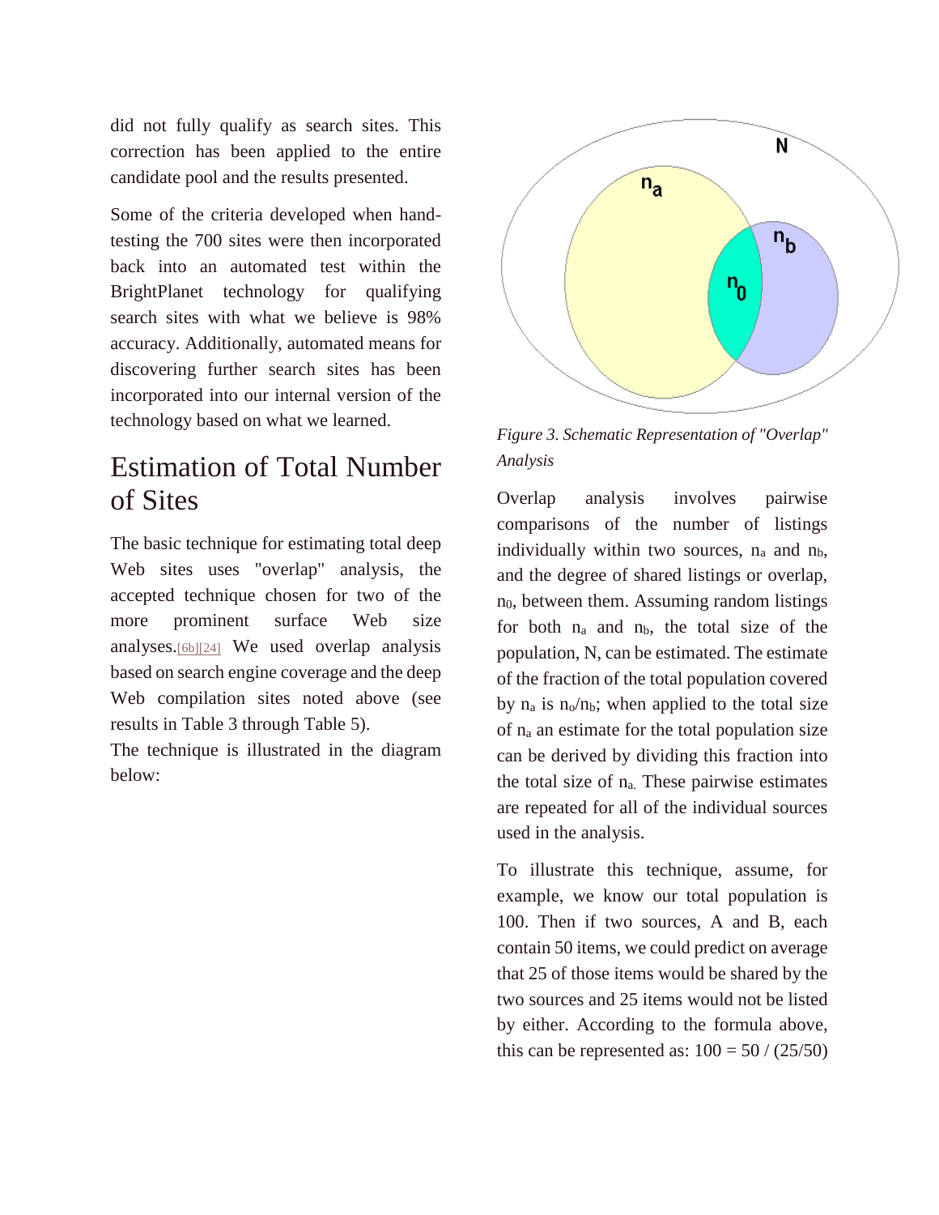did not fully qualify as search sites. This correction has been applied to the entire candidate pool and the results presented.

Some of the criteria developed when hand-testing the 700 sites were then incorporated back into an automated test within the BrightPlanet technology for qualifying search sites with what we believe is 98% accuracy. Additionally, automated means for discovering further search sites has been incorporated into our internal version of the technology based on what we learned.

## Estimation of Total Number of Sites

The basic technique for estimating total deep Web sites uses "overlap" analysis, the accepted technique chosen for two of the more prominent surface Web size analyses.[6b][24] We used overlap analysis based on search engine coverage and the deep Web compilation sites noted above (see results in Table 3 through Table 5).

The technique is illustrated in the diagram below:

*Figure 3. Schematic Representation of "Overlap" Analysis*

Overlap analysis involves pairwise comparisons of the number of listings individually within two sources, $n_a$ and $n_b$, and the degree of shared listings or overlap, $n_0$, between them. Assuming random listings for both $n_a$ and $n_b$, the total size of the population, N, can be estimated. The estimate of the fraction of the total population covered by $n_a$ is $n_o/n_b$; when applied to the total size of $n_a$ an estimate for the total population size can be derived by dividing this fraction into the total size of $n_a$. These pairwise estimates are repeated for all of the individual sources used in the analysis.

To illustrate this technique, assume, for example, we know our total population is 100. Then if two sources, A and B, each contain 50 items, we could predict on average that 25 of those items would be shared by the two sources and 25 items would not be listed by either. According to the formula above, this can be represented as: $100 = 50 / (25/50)$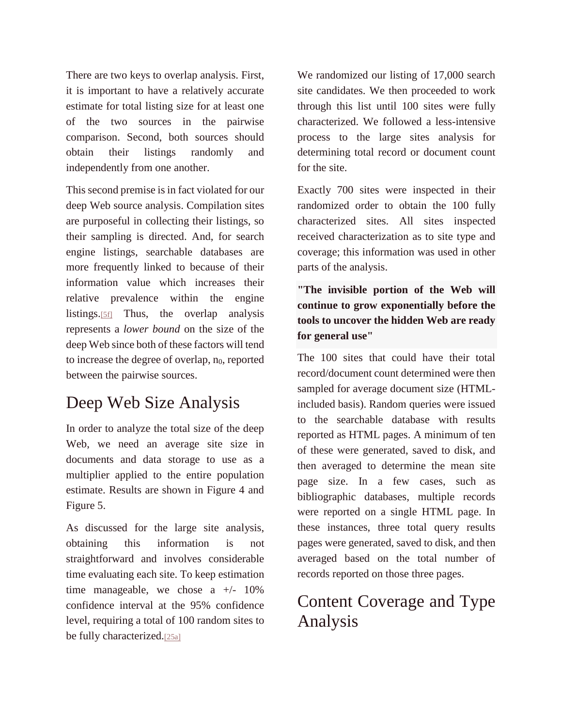There are two keys to overlap analysis. First, it is important to have a relatively accurate estimate for total listing size for at least one of the two sources in the pairwise comparison. Second, both sources should obtain their listings randomly and independently from one another.

This second premise is in fact violated for our deep Web source analysis. Compilation sites are purposeful in collecting their listings, so their sampling is directed. And, for search engine listings, searchable databases are more frequently linked to because of their information value which increases their relative prevalence within the engine listings.[5f] Thus, the overlap analysis represents a *lower bound* on the size of the deep Web since both of these factors will tend to increase the degree of overlap, $n_0$, reported between the pairwise sources.

## Deep Web Size Analysis

In order to analyze the total size of the deep Web, we need an average site size in documents and data storage to use as a multiplier applied to the entire population estimate. Results are shown in Figure 4 and Figure 5.

As discussed for the large site analysis, obtaining this information is not straightforward and involves considerable time evaluating each site. To keep estimation time manageable, we chose a +/- 10% confidence interval at the 95% confidence level, requiring a total of 100 random sites to be fully characterized.[25a]

We randomized our listing of 17,000 search site candidates. We then proceeded to work through this list until 100 sites were fully characterized. We followed a less-intensive process to the large sites analysis for determining total record or document count for the site.

Exactly 700 sites were inspected in their randomized order to obtain the 100 fully characterized sites. All sites inspected received characterization as to site type and coverage; this information was used in other parts of the analysis.

**"The invisible portion of the Web will continue to grow exponentially before the tools to uncover the hidden Web are ready for general use"**

The 100 sites that could have their total record/document count determined were then sampled for average document size (HTML-included basis). Random queries were issued to the searchable database with results reported as HTML pages. A minimum of ten of these were generated, saved to disk, and then averaged to determine the mean site page size. In a few cases, such as bibliographic databases, multiple records were reported on a single HTML page. In these instances, three total query results pages were generated, saved to disk, and then averaged based on the total number of records reported on those three pages.

## Content Coverage and Type Analysis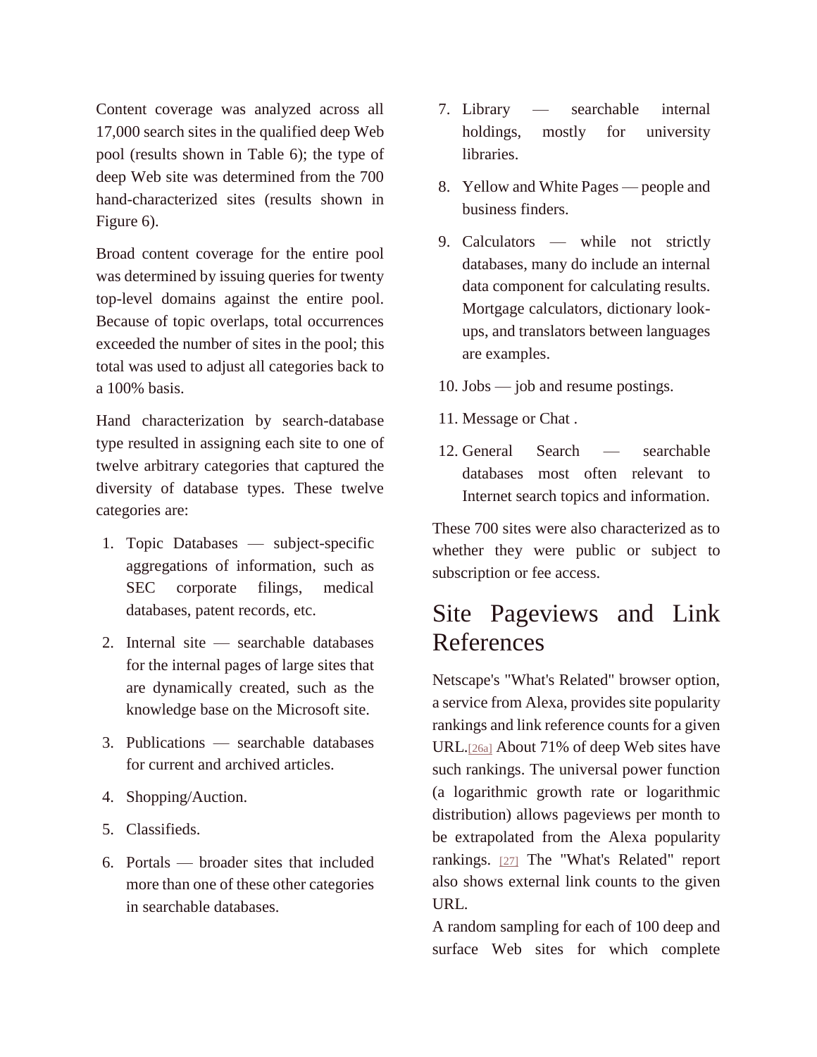Content coverage was analyzed across all 17,000 search sites in the qualified deep Web pool (results shown in Table 6); the type of deep Web site was determined from the 700 hand-characterized sites (results shown in Figure 6).

Broad content coverage for the entire pool was determined by issuing queries for twenty top-level domains against the entire pool. Because of topic overlaps, total occurrences exceeded the number of sites in the pool; this total was used to adjust all categories back to a 100% basis.

Hand characterization by search-database type resulted in assigning each site to one of twelve arbitrary categories that captured the diversity of database types. These twelve categories are:

1. Topic Databases — subject-specific aggregations of information, such as SEC corporate filings, medical databases, patent records, etc.
2. Internal site — searchable databases for the internal pages of large sites that are dynamically created, such as the knowledge base on the Microsoft site.
3. Publications — searchable databases for current and archived articles.
4. Shopping/Auction.
5. Classifieds.
6. Portals — broader sites that included more than one of these other categories in searchable databases.
7. Library — searchable internal holdings, mostly for university libraries.
8. Yellow and White Pages — people and business finders.
9. Calculators — while not strictly databases, many do include an internal data component for calculating results. Mortgage calculators, dictionary look-ups, and translators between languages are examples.
10. Jobs — job and resume postings.
11. Message or Chat .
12. General Search — searchable databases most often relevant to Internet search topics and information.

These 700 sites were also characterized as to whether they were public or subject to subscription or fee access.

## Site Pageviews and Link References

Netscape's "What's Related" browser option, a service from Alexa, provides site popularity rankings and link reference counts for a given URL.[26a] About 71% of deep Web sites have such rankings. The universal power function (a logarithmic growth rate or logarithmic distribution) allows pageviews per month to be extrapolated from the Alexa popularity rankings. [27] The "What's Related" report also shows external link counts to the given URL.

A random sampling for each of 100 deep and surface Web sites for which complete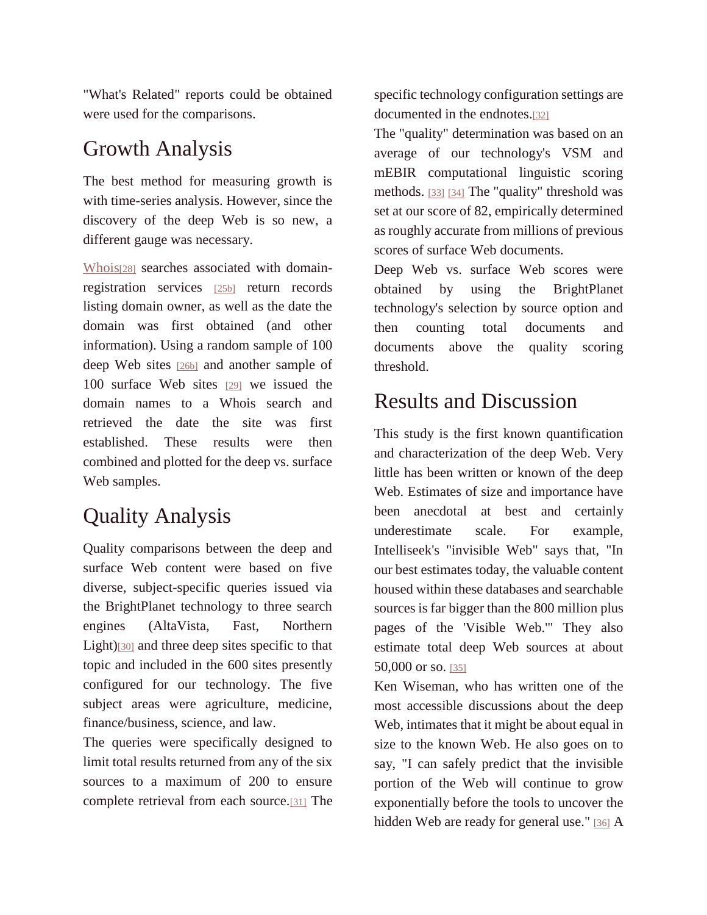"What's Related" reports could be obtained were used for the comparisons.

## Growth Analysis

The best method for measuring growth is with time-series analysis. However, since the discovery of the deep Web is so new, a different gauge was necessary.

Whois[28] searches associated with domain-registration services [25b] return records listing domain owner, as well as the date the domain was first obtained (and other information). Using a random sample of 100 deep Web sites [26b] and another sample of 100 surface Web sites [29] we issued the domain names to a Whois search and retrieved the date the site was first established. These results were then combined and plotted for the deep vs. surface Web samples.

## Quality Analysis

Quality comparisons between the deep and surface Web content were based on five diverse, subject-specific queries issued via the BrightPlanet technology to three search engines (AltaVista, Fast, Northern Light)[30] and three deep sites specific to that topic and included in the 600 sites presently configured for our technology. The five subject areas were agriculture, medicine, finance/business, science, and law.

The queries were specifically designed to limit total results returned from any of the six sources to a maximum of 200 to ensure complete retrieval from each source.[31] The specific technology configuration settings are documented in the endnotes.[32]

The "quality" determination was based on an average of our technology's VSM and mEBIR computational linguistic scoring methods. [33] [34] The "quality" threshold was set at our score of 82, empirically determined as roughly accurate from millions of previous scores of surface Web documents.

Deep Web vs. surface Web scores were obtained by using the BrightPlanet technology's selection by source option and then counting total documents and documents above the quality scoring threshold.

## Results and Discussion

This study is the first known quantification and characterization of the deep Web. Very little has been written or known of the deep Web. Estimates of size and importance have been anecdotal at best and certainly underestimate scale. For example, Intelliseek's "invisible Web" says that, "In our best estimates today, the valuable content housed within these databases and searchable sources is far bigger than the 800 million plus pages of the 'Visible Web.'" They also estimate total deep Web sources at about 50,000 or so. [35]

Ken Wiseman, who has written one of the most accessible discussions about the deep Web, intimates that it might be about equal in size to the known Web. He also goes on to say, "I can safely predict that the invisible portion of the Web will continue to grow exponentially before the tools to uncover the hidden Web are ready for general use." [36] A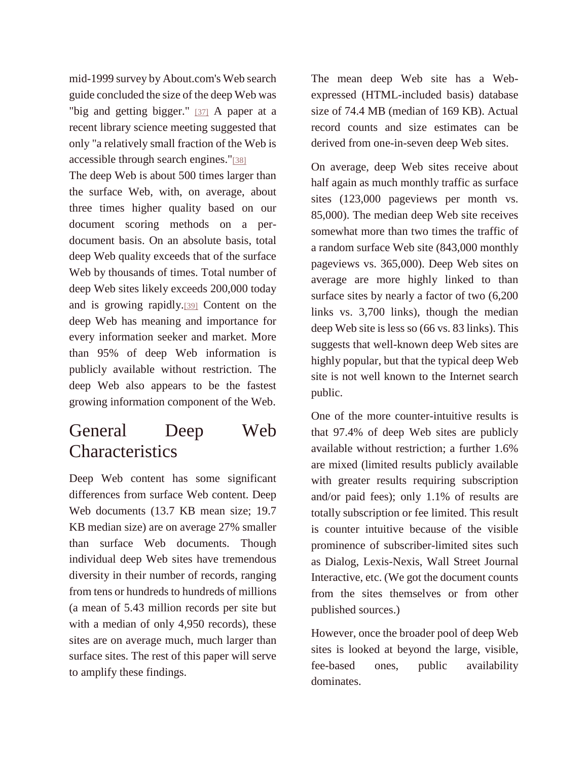mid-1999 survey by About.com's Web search guide concluded the size of the deep Web was "big and getting bigger." [37] A paper at a recent library science meeting suggested that only "a relatively small fraction of the Web is accessible through search engines."[38]

The deep Web is about 500 times larger than the surface Web, with, on average, about three times higher quality based on our document scoring methods on a per-document basis. On an absolute basis, total deep Web quality exceeds that of the surface Web by thousands of times. Total number of deep Web sites likely exceeds 200,000 today and is growing rapidly.[39] Content on the deep Web has meaning and importance for every information seeker and market. More than 95% of deep Web information is publicly available without restriction. The deep Web also appears to be the fastest growing information component of the Web.

# General Deep Web Characteristics

Deep Web content has some significant differences from surface Web content. Deep Web documents (13.7 KB mean size; 19.7 KB median size) are on average 27% smaller than surface Web documents. Though individual deep Web sites have tremendous diversity in their number of records, ranging from tens or hundreds to hundreds of millions (a mean of 5.43 million records per site but with a median of only 4,950 records), these sites are on average much, much larger than surface sites. The rest of this paper will serve to amplify these findings.

The mean deep Web site has a Web-expressed (HTML-included basis) database size of 74.4 MB (median of 169 KB). Actual record counts and size estimates can be derived from one-in-seven deep Web sites.

On average, deep Web sites receive about half again as much monthly traffic as surface sites (123,000 pageviews per month vs. 85,000). The median deep Web site receives somewhat more than two times the traffic of a random surface Web site (843,000 monthly pageviews vs. 365,000). Deep Web sites on average are more highly linked to than surface sites by nearly a factor of two (6,200 links vs. 3,700 links), though the median deep Web site is less so (66 vs. 83 links). This suggests that well-known deep Web sites are highly popular, but that the typical deep Web site is not well known to the Internet search public.

One of the more counter-intuitive results is that 97.4% of deep Web sites are publicly available without restriction; a further 1.6% are mixed (limited results publicly available with greater results requiring subscription and/or paid fees); only 1.1% of results are totally subscription or fee limited. This result is counter intuitive because of the visible prominence of subscriber-limited sites such as Dialog, Lexis-Nexis, Wall Street Journal Interactive, etc. (We got the document counts from the sites themselves or from other published sources.)

However, once the broader pool of deep Web sites is looked at beyond the large, visible, fee-based ones, public availability dominates.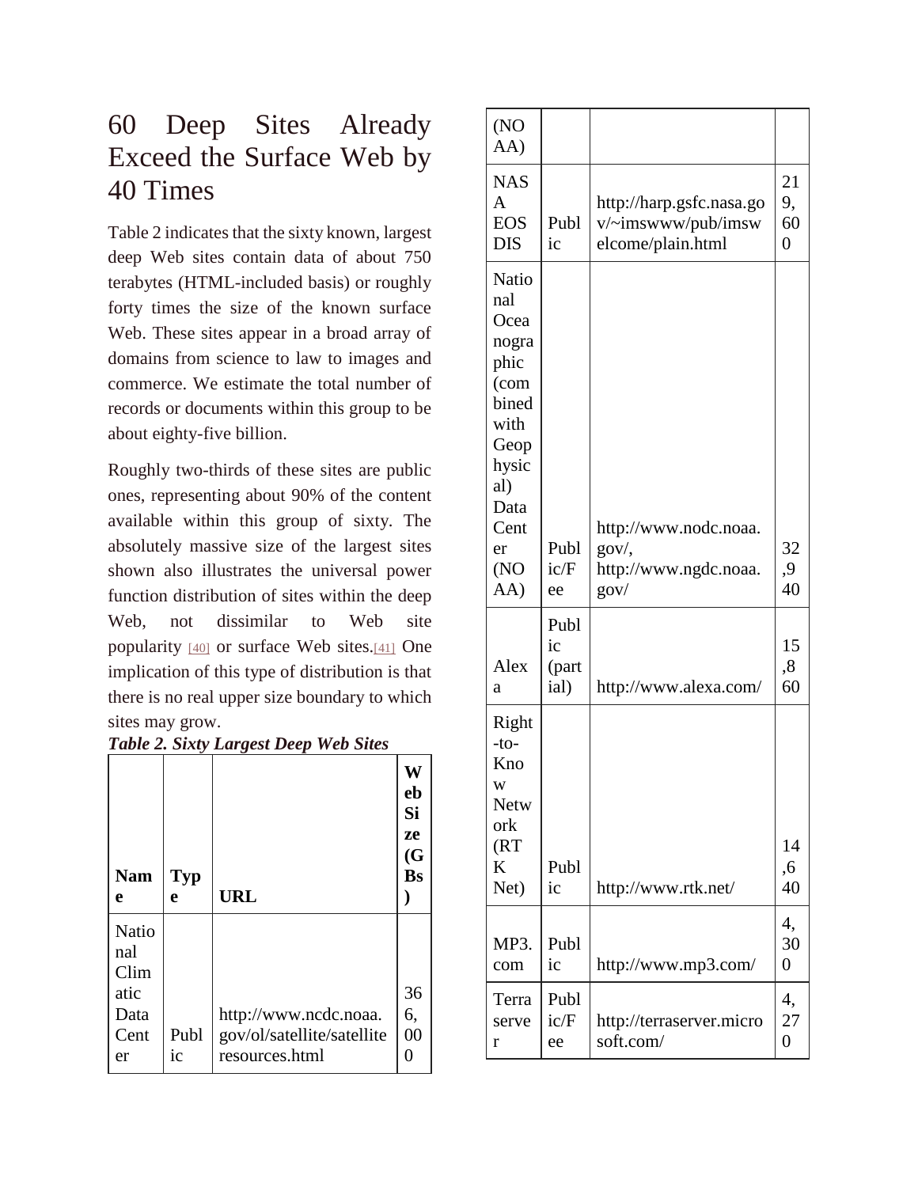# 60 Deep Sites Already Exceed the Surface Web by 40 Times

Table 2 indicates that the sixty known, largest deep Web sites contain data of about 750 terabytes (HTML-included basis) or roughly forty times the size of the known surface Web. These sites appear in a broad array of domains from science to law to images and commerce. We estimate the total number of records or documents within this group to be about eighty-five billion.

Roughly two-thirds of these sites are public ones, representing about 90% of the content available within this group of sixty. The absolutely massive size of the largest sites shown also illustrates the universal power function distribution of sites within the deep Web, not dissimilar to Web site popularity [40] or surface Web sites.[41] One implication of this type of distribution is that there is no real upper size boundary to which sites may grow.

***Table 2. Sixty Largest Deep Web Sites***

| **Name** | **Type** | **URL** | **Web Size (GBs)** |
|---|---|---|---|
| National Climatic Data Center (NOAA) | Public | http://www.ncdc.noaa.gov/ol/satellite/satelliteresources.html | 366,000 |
| NASA EOSDIS | Public | http://harp.gsfc.nasa.gov/~imswww/pub/imswelcome/plain.html | 219,600 |
| National Oceanographic (combined with Geophysical) Data Center (NOAA) | Public/Fee | http://www.nodc.noaa.gov/, http://www.ngdc.noaa.gov/ | 32,940 |
| Alexa | Public (partial) | http://www.alexa.com/ | 15,860 |
| Right-to-Know Network (RTK Net) | Public | http://www.rtk.net/ | 14,640 |
| MP3.com | Public | http://www.mp3.com/ | 4,300 |
| Terraserver | Public/Fee | http://terraserver.microsoft.com/ | 4,270 |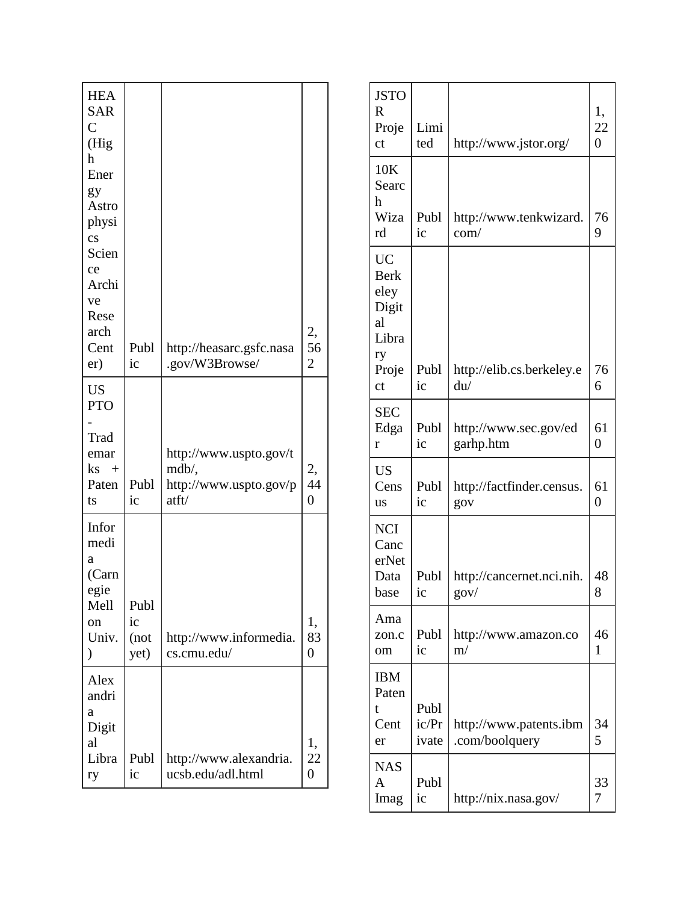| HEASARC (High Energy Astrophysics Science Archive Research Center) | Public | http://heasarc.gsfc.nasa.gov/W3Browse/ | 2,562 |
|---|---|---|---|
| US PTO - Trademarks + Patents | Public | http://www.uspto.gov/tmdb/, http://www.uspto.gov/patft/ | 2,440 |
| Informedia (Carnegie Mellon Univ.) | Public (not yet) | http://www.informedia.cs.cmu.edu/ | 1,830 |
| Alexandria Digital Library | Public | http://www.alexandria.ucsb.edu/adl.html | 1,220 |
| JSTOR Project | Limited | http://www.jstor.org/ | 1,220 |
| 10K Search Wizard | Public | http://www.tenkwizard.com/ | 769 |
| UC Berkeley Digital Library Project | Public | http://elib.cs.berkeley.edu/ | 766 |
| SEC Edgar | Public | http://www.sec.gov/edgarhp.htm | 610 |
| US Census | Public | http://factfinder.census.gov | 610 |
| NCI CancerNet Database | Public | http://cancernet.nci.nih.gov/ | 488 |
| Amazon.com | Public | http://www.amazon.com/ | 461 |
| IBM Patent Center | Public/Private | http://www.patents.ibm.com/boolquery | 345 |
| NASA Imag | Public | http://nix.nasa.gov/ | 337 |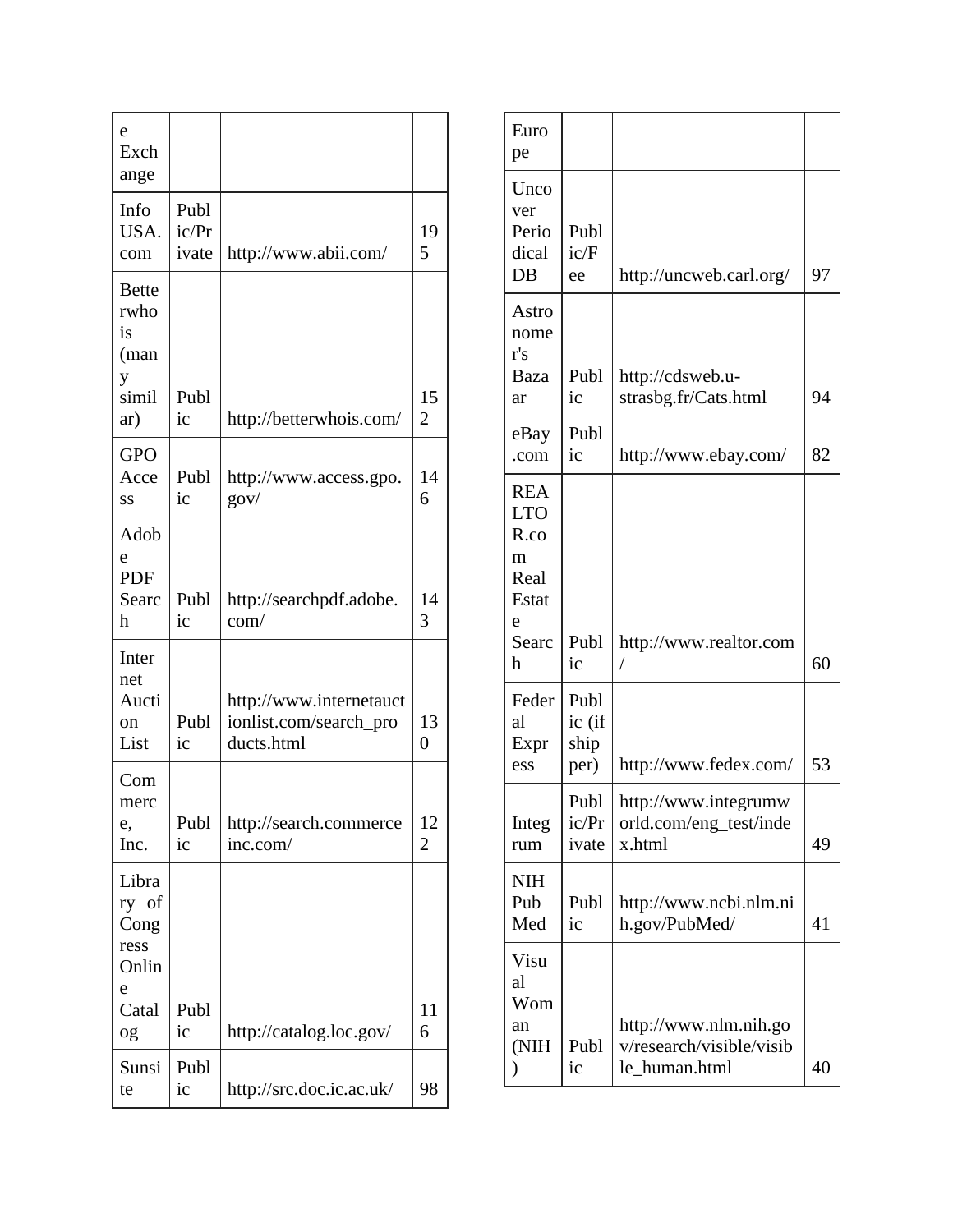| | | | |
|---|---|---|---|
| e Exchange | | | |
| Info USA.com | Public/Private | http://www.abii.com/ | 195 |
| Betterwhois (many similar) | Public | http://betterwhois.com/ | 152 |
| GPO Access | Public | http://www.access.gpo.gov/ | 146 |
| Adobe PDF Search | Public | http://searchpdf.adobe.com/ | 143 |
| Internet Auction List | Public | http://www.internetauctionlist.com/search_products.html | 130 |
| Commerce, Inc. | Public | http://search.commerceinc.com/ | 122 |
| Library of Congress Online Catalog | Public | http://catalog.loc.gov/ | 116 |
| Sunsite | Public | http://src.doc.ic.ac.uk/ | 98 |
| Europe | | | |
| Uncover Periodical DB | Public/Fee | http://uncweb.carl.org/ | 97 |
| Astronomer's Bazaar | Public | http://cdsweb.u-strasbg.fr/Cats.html | 94 |
| eBay.com | Public | http://www.ebay.com/ | 82 |
| REALTOR.com Real Estate Search | Public | http://www.realtor.com/ | 60 |
| Federal Express | Public (if shipper) | http://www.fedex.com/ | 53 |
| Integrum | Public/Private | http://www.integrumworld.com/eng_test/index.html | 49 |
| NIH PubMed | Public | http://www.ncbi.nlm.nih.gov/PubMed/ | 41 |
| Visual Woman (NIH) | Public | http://www.nlm.nih.gov/research/visible/visible_human.html | 40 |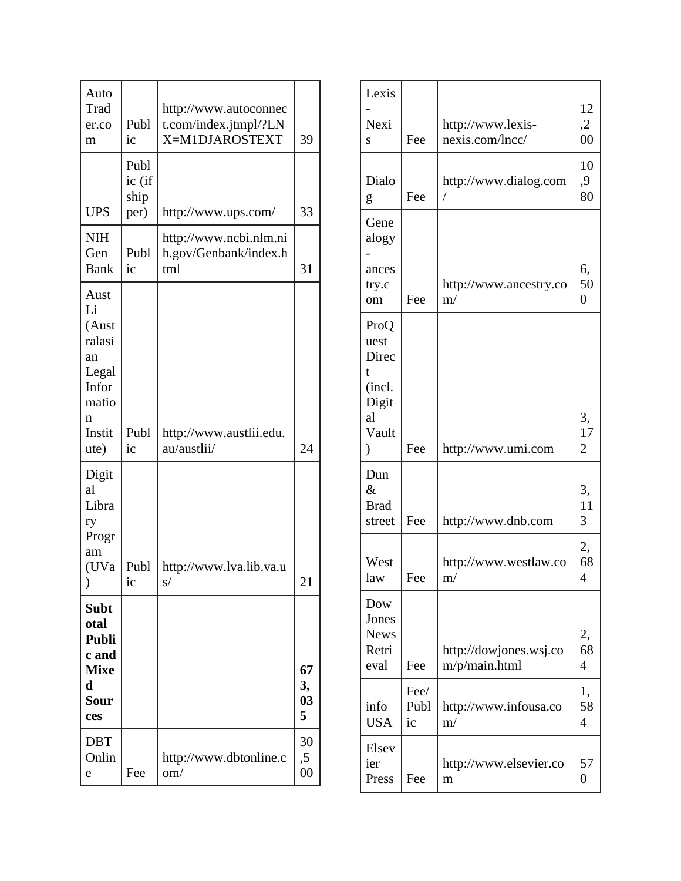| | | | |
|---|---|---|---|
| AutoTrader.com | Public | http://www.autoconnect.com/index.jtmpl/?LNX=M1DJAROSTEXT | 39 |
| UPS | Public (if shipper) | http://www.ups.com/ | 33 |
| NIH GenBank | Public | http://www.ncbi.nlm.nih.gov/Genbank/index.html | 31 |
| AustLi (Australasian Legal Information Institute) | Public | http://www.austlii.edu.au/austlii/ | 24 |
| Digital Library Program (UVa) | Public | http://www.lva.lib.va.us/ | 21 |
| **Subtotal Public and Mixed Sources** | | | **673,035** |
| DBT Online | Fee | http://www.dbtonline.com/ | 30,500 |
| Lexis-Nexis | Fee | http://www.lexis-nexis.com/lncc/ | 12,200 |
| Dialog | Fee | http://www.dialog.com/ | 10,980 |
| Genealogy - ancestry.com | Fee | http://www.ancestry.com/ | 6,500 |
| ProQuest Direct (incl. Digital Vault) | Fee | http://www.umi.com | 3,172 |
| Dun & Bradstreet | Fee | http://www.dnb.com | 3,113 |
| Westlaw | Fee | http://www.westlaw.com/ | 2,684 |
| Dow Jones News Retrieval | Fee | http://dowjones.wsj.com/p/main.html | 2,684 |
| infoUSA | Fee/Public | http://www.infousa.com/ | 1,584 |
| Elsevier Press | Fee | http://www.elsevier.com | 570 |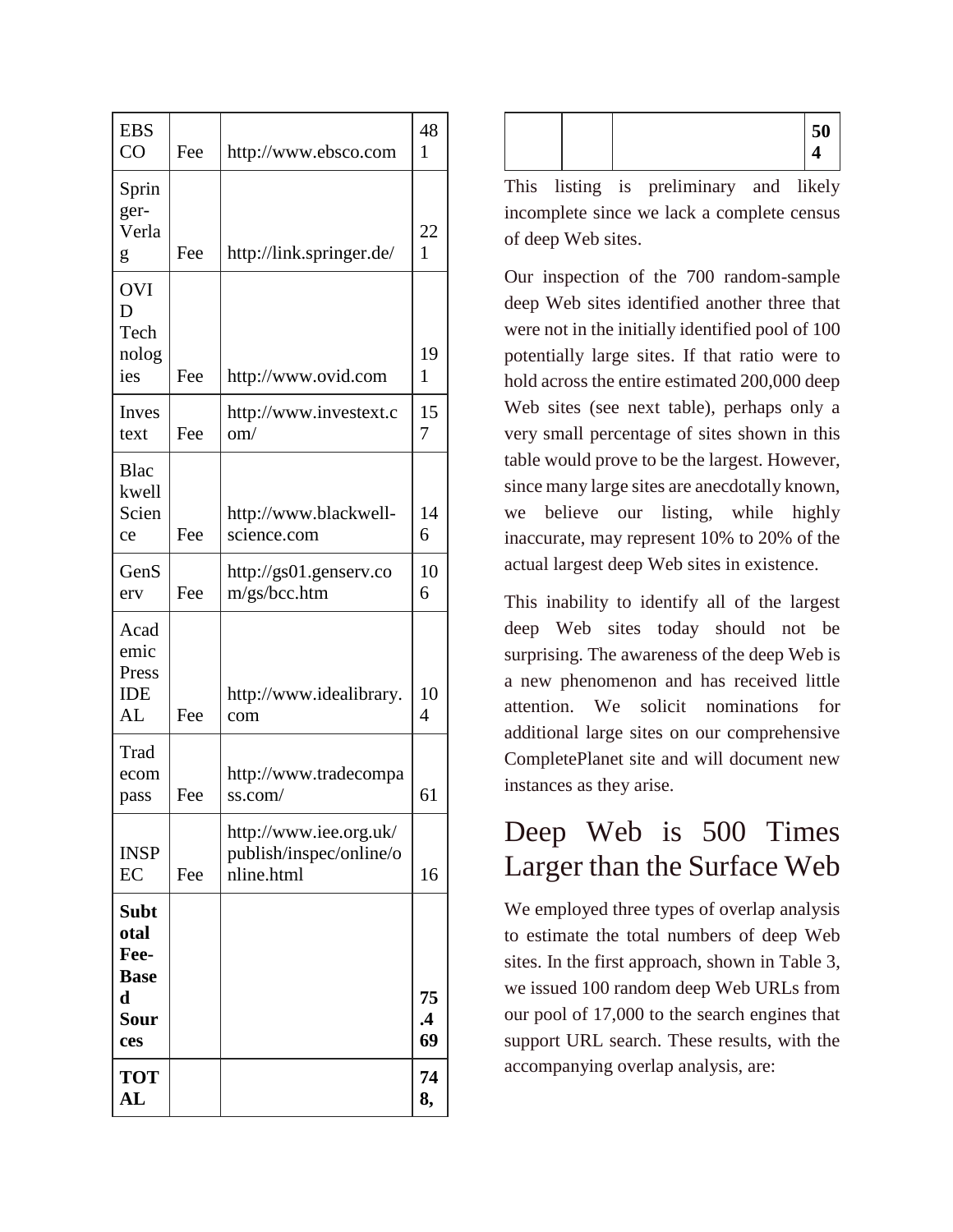| | | | |
|---|---|---|---|
| EBSCO | Fee | http://www.ebsco.com | 481 |
| Springer-Verlag | Fee | http://link.springer.de/ | 221 |
| OVID Technologies | Fee | http://www.ovid.com | 191 |
| Investext | Fee | http://www.investext.com/ | 157 |
| Blackwell Science | Fee | http://www.blackwell-science.com | 146 |
| GenServ | Fee | http://gs01.genserv.com/gs/bcc.htm | 106 |
| Academic Press IDEAL | Fee | http://www.idealibrary.com | 104 |
| Tradecompass | Fee | http://www.tradecompass.com/ | 61 |
| INSPEC | Fee | http://www.iee.org.uk/publish/inspec/online/online.html | 16 |
| **Subtotal Fee-Based Sources** | | | **75.469** |
| **TOTAL** | | | **748,504** |

This listing is preliminary and likely incomplete since we lack a complete census of deep Web sites.

Our inspection of the 700 random-sample deep Web sites identified another three that were not in the initially identified pool of 100 potentially large sites. If that ratio were to hold across the entire estimated 200,000 deep Web sites (see next table), perhaps only a very small percentage of sites shown in this table would prove to be the largest. However, since many large sites are anecdotally known, we believe our listing, while highly inaccurate, may represent 10% to 20% of the actual largest deep Web sites in existence.

This inability to identify all of the largest deep Web sites today should not be surprising. The awareness of the deep Web is a new phenomenon and has received little attention. We solicit nominations for additional large sites on our comprehensive CompletePlanet site and will document new instances as they arise.

## Deep Web is 500 Times Larger than the Surface Web

We employed three types of overlap analysis to estimate the total numbers of deep Web sites. In the first approach, shown in Table 3, we issued 100 random deep Web URLs from our pool of 17,000 to the search engines that support URL search. These results, with the accompanying overlap analysis, are: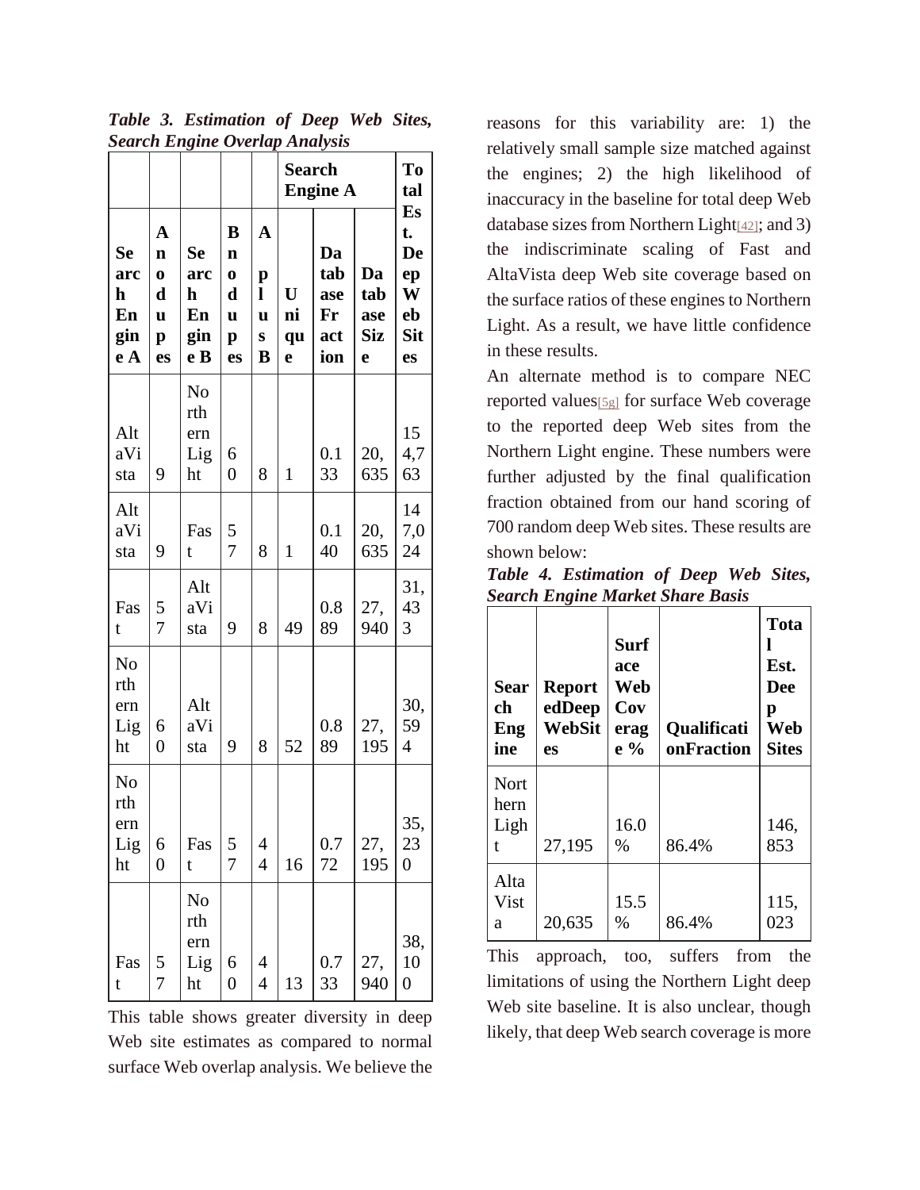***Table 3. Estimation of Deep Web Sites, Search Engine Overlap Analysis***

| | | | | | Search Engine A | | | Total Est. Deep Web Sites |
|---|---|---|---|---|---|---|---|---|
| Search Engine A | A no dups | Search Engine B | B no dups | A plus B | Unique | Database Fraction | Database Size | |
| AltaVista | 9 | Northern Light | 60 | 8 | 1 | 0.133 | 20,635 | 154,763 |
| AltaVista | 9 | Fast | 57 | 8 | 1 | 0.140 | 20,635 | 147,024 |
| Fast | 57 | AltaVista | 9 | 8 | 49 | 0.889 | 27,940 | 31,433 |
| Northern Light | 60 | AltaVista | 9 | 8 | 52 | 0.889 | 27,195 | 30,594 |
| Northern Light | 60 | Fast | 57 | 44 | 16 | 0.772 | 27,195 | 35,230 |
| Fast | 57 | Northern Light | 60 | 44 | 13 | 0.733 | 27,940 | 38,100 |

This table shows greater diversity in deep Web site estimates as compared to normal surface Web overlap analysis. We believe the reasons for this variability are: 1) the relatively small sample size matched against the engines; 2) the high likelihood of inaccuracy in the baseline for total deep Web database sizes from Northern Light[42]; and 3) the indiscriminate scaling of Fast and AltaVista deep Web site coverage based on the surface ratios of these engines to Northern Light. As a result, we have little confidence in these results.

An alternate method is to compare NEC reported values[5g] for surface Web coverage to the reported deep Web sites from the Northern Light engine. These numbers were further adjusted by the final qualification fraction obtained from our hand scoring of 700 random deep Web sites. These results are shown below:

***Table 4. Estimation of Deep Web Sites, Search Engine Market Share Basis***

| Search Engine | ReportedDeep WebSites | Surface Web Coverage % | QualificationFraction | Total Est. Deep Web Sites |
|---|---|---|---|---|
| Northern Light | 27,195 | 16.0 % | 86.4% | 146,853 |
| AltaVista | 20,635 | 15.5 % | 86.4% | 115,023 |

This approach, too, suffers from the limitations of using the Northern Light deep Web site baseline. It is also unclear, though likely, that deep Web search coverage is more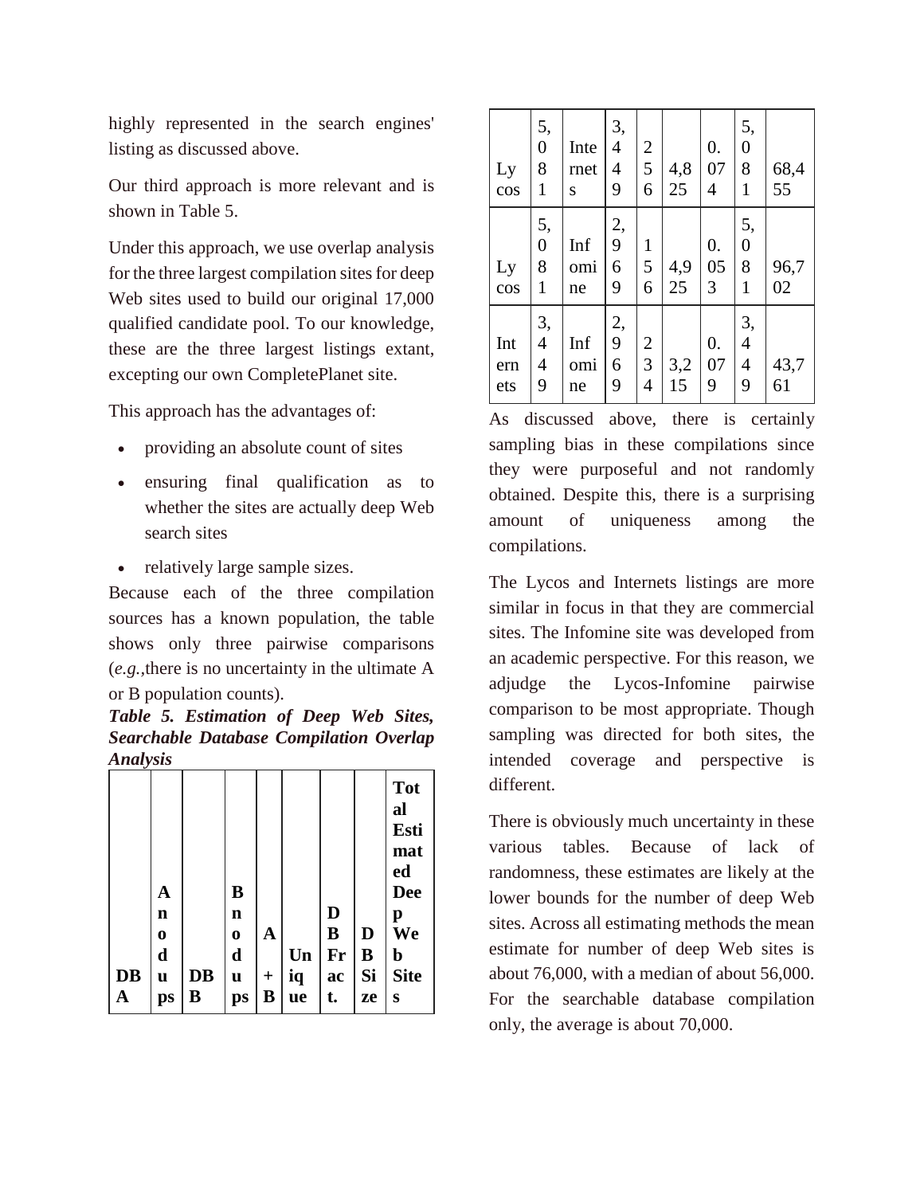highly represented in the search engines' listing as discussed above.

Our third approach is more relevant and is shown in Table 5.

Under this approach, we use overlap analysis for the three largest compilation sites for deep Web sites used to build our original 17,000 qualified candidate pool. To our knowledge, these are the three largest listings extant, excepting our own CompletePlanet site.

This approach has the advantages of:

- providing an absolute count of sites
- ensuring final qualification as to whether the sites are actually deep Web search sites
- relatively large sample sizes.

Because each of the three compilation sources has a known population, the table shows only three pairwise comparisons (*e.g.,*there is no uncertainty in the ultimate A or B population counts).

***Table 5. Estimation of Deep Web Sites, Searchable Database Compilation Overlap Analysis***

| DB A | A no dups | DB B | B no dups | A + B | Unique | DB Fract. | DB Size | Total Estimated Deep Web Sites |
|---|---|---|---|---|---|---|---|---|
| Lycos | 5,081 | Internets | 3,449 | 256 | 4,825 | 0.074 | 5,081 | 68,455 |
| Lycos | 5,081 | Infomine | 2,969 | 156 | 4,925 | 0.053 | 5,081 | 96,702 |
| Internets | 3,449 | Infomine | 2,969 | 234 | 3,215 | 0.079 | 3,449 | 43,761 |

As discussed above, there is certainly sampling bias in these compilations since they were purposeful and not randomly obtained. Despite this, there is a surprising amount of uniqueness among the compilations.

The Lycos and Internets listings are more similar in focus in that they are commercial sites. The Infomine site was developed from an academic perspective. For this reason, we adjudge the Lycos-Infomine pairwise comparison to be most appropriate. Though sampling was directed for both sites, the intended coverage and perspective is different.

There is obviously much uncertainty in these various tables. Because of lack of randomness, these estimates are likely at the lower bounds for the number of deep Web sites. Across all estimating methods the mean estimate for number of deep Web sites is about 76,000, with a median of about 56,000. For the searchable database compilation only, the average is about 70,000.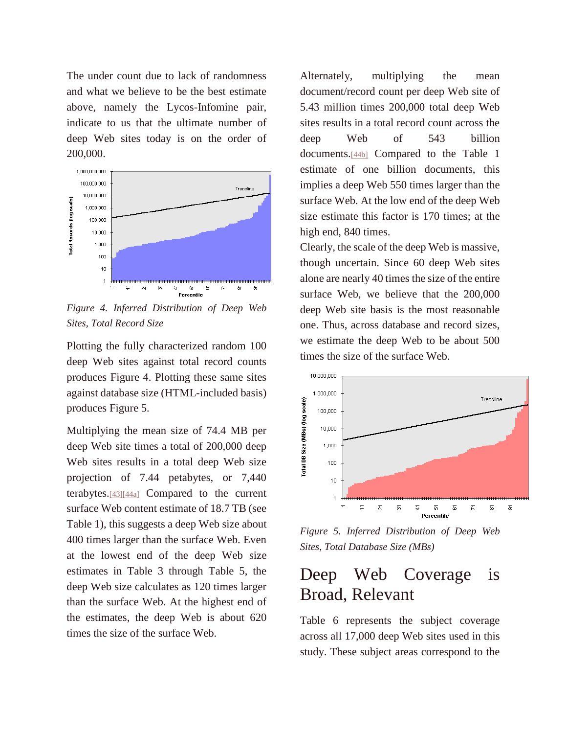The under count due to lack of randomness and what we believe to be the best estimate above, namely the Lycos-Infomine pair, indicate to us that the ultimate number of deep Web sites today is on the order of 200,000.

*Figure 4. Inferred Distribution of Deep Web Sites, Total Record Size*

Plotting the fully characterized random 100 deep Web sites against total record counts produces Figure 4. Plotting these same sites against database size (HTML-included basis) produces Figure 5.

Multiplying the mean size of 74.4 MB per deep Web site times a total of 200,000 deep Web sites results in a total deep Web size projection of 7.44 petabytes, or 7,440 terabytes.[43][44a] Compared to the current surface Web content estimate of 18.7 TB (see Table 1), this suggests a deep Web size about 400 times larger than the surface Web. Even at the lowest end of the deep Web size estimates in Table 3 through Table 5, the deep Web size calculates as 120 times larger than the surface Web. At the highest end of the estimates, the deep Web is about 620 times the size of the surface Web.

Alternately, multiplying the mean document/record count per deep Web site of 5.43 million times 200,000 total deep Web sites results in a total record count across the deep Web of 543 billion documents.[44b] Compared to the Table 1 estimate of one billion documents, this implies a deep Web 550 times larger than the surface Web. At the low end of the deep Web size estimate this factor is 170 times; at the high end, 840 times.

Clearly, the scale of the deep Web is massive, though uncertain. Since 60 deep Web sites alone are nearly 40 times the size of the entire surface Web, we believe that the 200,000 deep Web site basis is the most reasonable one. Thus, across database and record sizes, we estimate the deep Web to be about 500 times the size of the surface Web.

*Figure 5. Inferred Distribution of Deep Web Sites, Total Database Size (MBs)*

## Deep Web Coverage is Broad, Relevant

Table 6 represents the subject coverage across all 17,000 deep Web sites used in this study. These subject areas correspond to the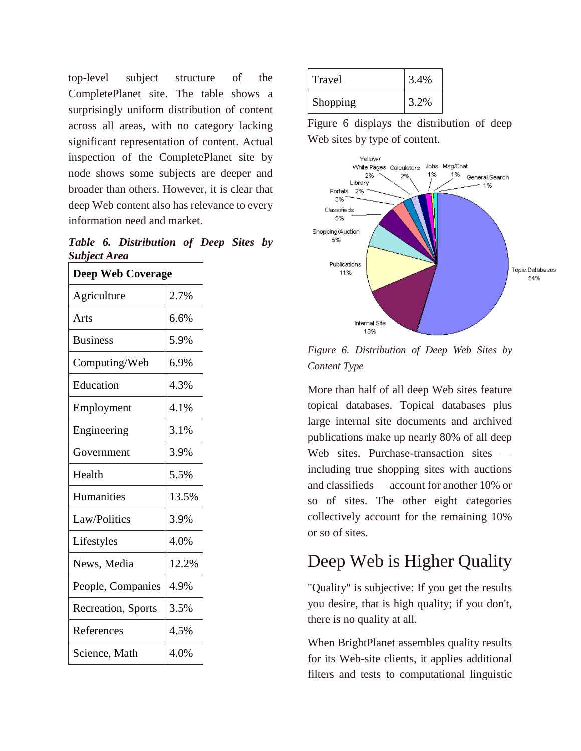top-level subject structure of the CompletePlanet site. The table shows a surprisingly uniform distribution of content across all areas, with no category lacking significant representation of content. Actual inspection of the CompletePlanet site by node shows some subjects are deeper and broader than others. However, it is clear that deep Web content also has relevance to every information need and market.

***Table 6. Distribution of Deep Sites by Subject Area***

| **Deep Web Coverage** | |
|---|---|
| Agriculture | 2.7% |
| Arts | 6.6% |
| Business | 5.9% |
| Computing/Web | 6.9% |
| Education | 4.3% |
| Employment | 4.1% |
| Engineering | 3.1% |
| Government | 3.9% |
| Health | 5.5% |
| Humanities | 13.5% |
| Law/Politics | 3.9% |
| Lifestyles | 4.0% |
| News, Media | 12.2% |
| People, Companies | 4.9% |
| Recreation, Sports | 3.5% |
| References | 4.5% |
| Science, Math | 4.0% |
| Travel | 3.4% |
| Shopping | 3.2% |

Figure 6 displays the distribution of deep Web sites by type of content.

*Figure 6. Distribution of Deep Web Sites by Content Type*

More than half of all deep Web sites feature topical databases. Topical databases plus large internal site documents and archived publications make up nearly 80% of all deep Web sites. Purchase-transaction sites — including true shopping sites with auctions and classifieds — account for another 10% or so of sites. The other eight categories collectively account for the remaining 10% or so of sites.

## Deep Web is Higher Quality

"Quality" is subjective: If you get the results you desire, that is high quality; if you don't, there is no quality at all.

When BrightPlanet assembles quality results for its Web-site clients, it applies additional filters and tests to computational linguistic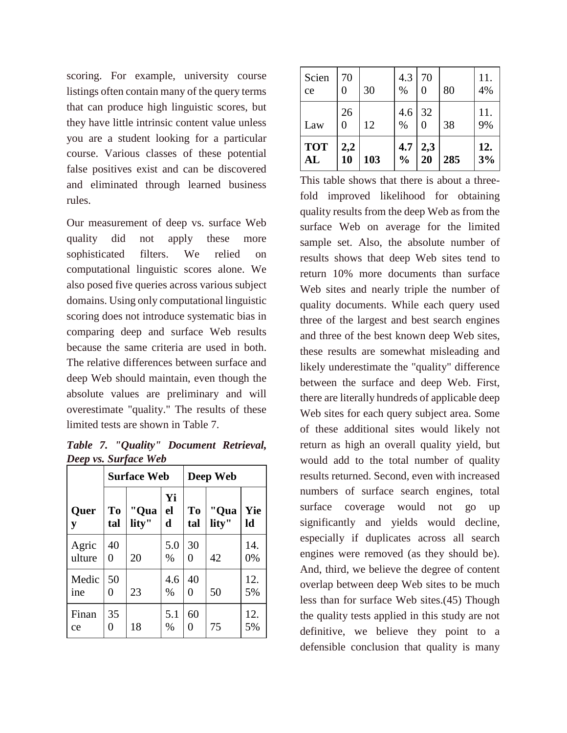scoring. For example, university course listings often contain many of the query terms that can produce high linguistic scores, but they have little intrinsic content value unless you are a student looking for a particular course. Various classes of these potential false positives exist and can be discovered and eliminated through learned business rules.

Our measurement of deep vs. surface Web quality did not apply these more sophisticated filters. We relied on computational linguistic scores alone. We also posed five queries across various subject domains. Using only computational linguistic scoring does not introduce systematic bias in comparing deep and surface Web results because the same criteria are used in both. The relative differences between surface and deep Web should maintain, even though the absolute values are preliminary and will overestimate "quality." The results of these limited tests are shown in Table 7.

***Table 7. "Quality" Document Retrieval, Deep vs. Surface Web***

| | Surface Web | | | Deep Web | | |
|---|---|---|---|---|---|---|
| **Query** | **Total** | **"Quality"** | **Yield** | **Total** | **"Quality"** | **Yield** |
| Agriculture | 400 | 20 | 5.0% | 300 | 42 | 14.0% |
| Medicine | 500 | 23 | 4.6% | 400 | 50 | 12.5% |
| Finance | 350 | 18 | 5.1% | 600 | 75 | 12.5% |
| Science | 700 | 30 | 4.3% | 700 | 80 | 11.4% |
| Law | 260 | 12 | 4.6% | 320 | 38 | 11.9% |
| **TOTAL** | **2,210** | **103** | **4.7%** | **2,320** | **285** | **12.3%** |

This table shows that there is about a three-fold improved likelihood for obtaining quality results from the deep Web as from the surface Web on average for the limited sample set. Also, the absolute number of results shows that deep Web sites tend to return 10% more documents than surface Web sites and nearly triple the number of quality documents. While each query used three of the largest and best search engines and three of the best known deep Web sites, these results are somewhat misleading and likely underestimate the "quality" difference between the surface and deep Web. First, there are literally hundreds of applicable deep Web sites for each query subject area. Some of these additional sites would likely not return as high an overall quality yield, but would add to the total number of quality results returned. Second, even with increased numbers of surface search engines, total surface coverage would not go up significantly and yields would decline, especially if duplicates across all search engines were removed (as they should be). And, third, we believe the degree of content overlap between deep Web sites to be much less than for surface Web sites.(45) Though the quality tests applied in this study are not definitive, we believe they point to a defensible conclusion that quality is many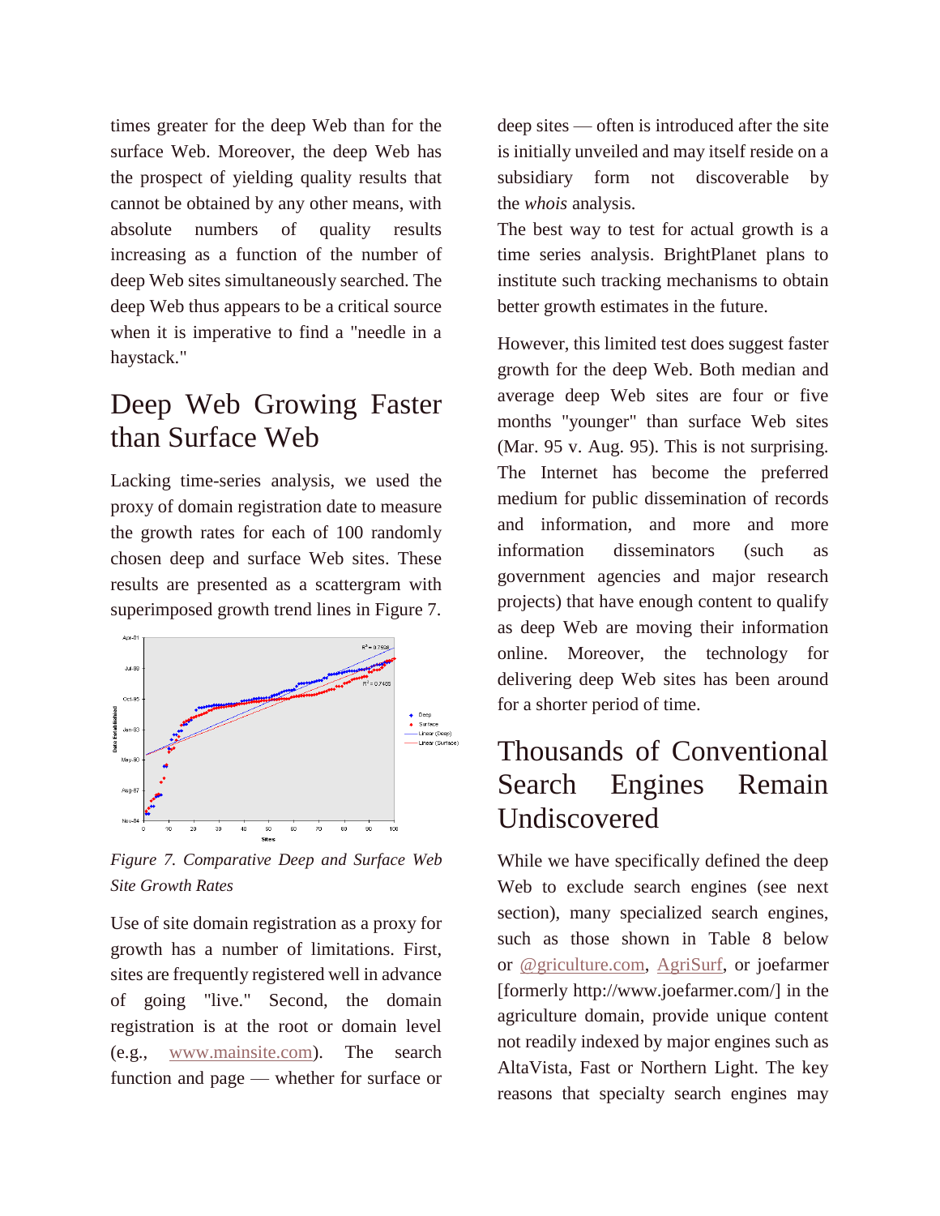times greater for the deep Web than for the surface Web. Moreover, the deep Web has the prospect of yielding quality results that cannot be obtained by any other means, with absolute numbers of quality results increasing as a function of the number of deep Web sites simultaneously searched. The deep Web thus appears to be a critical source when it is imperative to find a "needle in a haystack."

## Deep Web Growing Faster than Surface Web

Lacking time-series analysis, we used the proxy of domain registration date to measure the growth rates for each of 100 randomly chosen deep and surface Web sites. These results are presented as a scattergram with superimposed growth trend lines in Figure 7.

*Figure 7. Comparative Deep and Surface Web Site Growth Rates*

Use of site domain registration as a proxy for growth has a number of limitations. First, sites are frequently registered well in advance of going "live." Second, the domain registration is at the root or domain level (e.g., www.mainsite.com). The search function and page — whether for surface or deep sites — often is introduced after the site is initially unveiled and may itself reside on a subsidiary form not discoverable by the *whois* analysis.

The best way to test for actual growth is a time series analysis. BrightPlanet plans to institute such tracking mechanisms to obtain better growth estimates in the future.

However, this limited test does suggest faster growth for the deep Web. Both median and average deep Web sites are four or five months "younger" than surface Web sites (Mar. 95 v. Aug. 95). This is not surprising. The Internet has become the preferred medium for public dissemination of records and information, and more and more information disseminators (such as government agencies and major research projects) that have enough content to qualify as deep Web are moving their information online. Moreover, the technology for delivering deep Web sites has been around for a shorter period of time.

## Thousands of Conventional Search Engines Remain Undiscovered

While we have specifically defined the deep Web to exclude search engines (see next section), many specialized search engines, such as those shown in Table 8 below or @griculture.com, AgriSurf, or joefarmer [formerly http://www.joefarmer.com/] in the agriculture domain, provide unique content not readily indexed by major engines such as AltaVista, Fast or Northern Light. The key reasons that specialty search engines may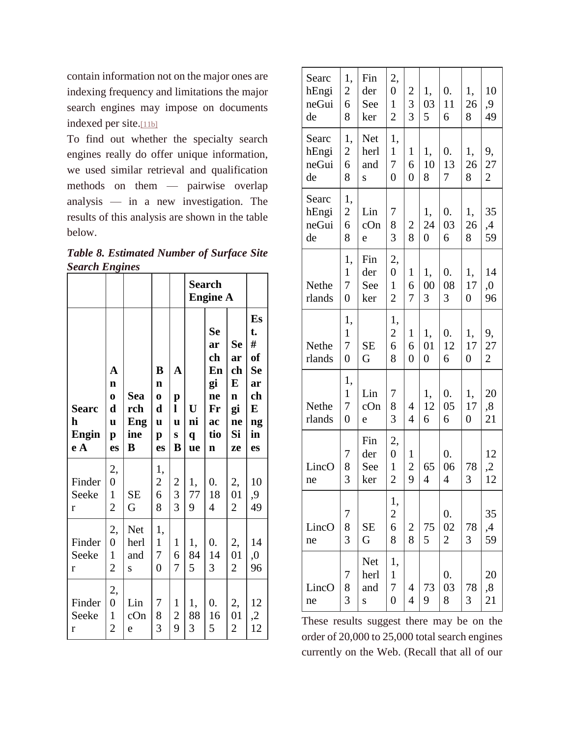contain information not on the major ones are indexing frequency and limitations the major search engines may impose on documents indexed per site.[11b]

To find out whether the specialty search engines really do offer unique information, we used similar retrieval and qualification methods on them — pairwise overlap analysis — in a new investigation. The results of this analysis are shown in the table below.

***Table 8. Estimated Number of Surface Site Search Engines***

| | | | | | Search Engine A | | | |
|---|---|---|---|---|---|---|---|---|
| **Search Engine A** | **A no dups** | **Search Engine B** | **B no dups** | **A plus B** | **Unique** | **Search Engine Fraction** | **Search Engine Size** | **Est. # of Search Engines** |
| FinderSeeker | 2,012 | SEG | 1,268 | 233 | 1,779 | 0.184 | 2,012 | 10,949 |
| FinderSeeker | 2,012 | Netherlands | 1,170 | 167 | 1,845 | 0.143 | 2,012 | 14,096 |
| FinderSeeker | 2,012 | LincOne | 783 | 129 | 1,883 | 0.165 | 2,012 | 12,212 |
| SearchEngineGuide | 1,268 | FinderSeeker | 2,012 | 233 | 1,035 | 0.116 | 1,268 | 10,949 |
| SearchEngineGuide | 1,268 | Netherlands | 1,170 | 160 | 1,108 | 0.137 | 1,268 | 9,272 |
| SearchEngineGuide | 1,268 | LincOne | 783 | 28 | 1,240 | 0.036 | 1,268 | 35,459 |
| Netherlands | 1,170 | FinderSeeker | 2,012 | 167 | 1,003 | 0.083 | 1,170 | 14,096 |
| Netherlands | 1,170 | SEG | 1,268 | 160 | 1,010 | 0.126 | 1,170 | 9,272 |
| Netherlands | 1,170 | LincOne | 783 | 44 | 1,126 | 0.056 | 1,170 | 20,821 |
| LincOne | 783 | FinderSeeker | 2,012 | 129 | 654 | 0.064 | 783 | 12,212 |
| LincOne | 783 | SEG | 1,268 | 28 | 755 | 0.022 | 783 | 35,459 |
| LincOne | 783 | Netherlands | 1,170 | 44 | 739 | 0.038 | 783 | 20,821 |

These results suggest there may be on the order of 20,000 to 25,000 total search engines currently on the Web. (Recall that all of our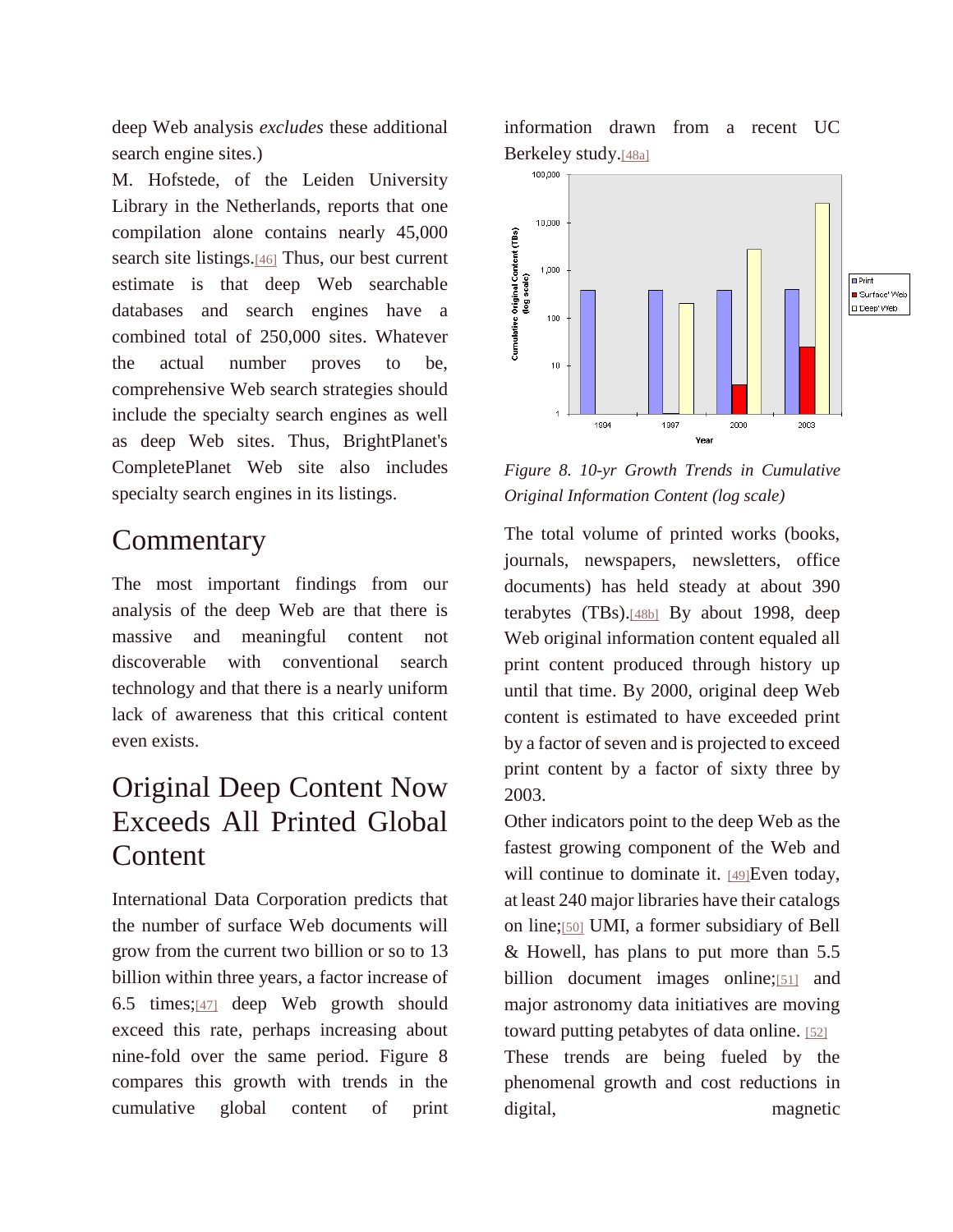deep Web analysis *excludes* these additional search engine sites.)

M. Hofstede, of the Leiden University Library in the Netherlands, reports that one compilation alone contains nearly 45,000 search site listings.[46] Thus, our best current estimate is that deep Web searchable databases and search engines have a combined total of 250,000 sites. Whatever the actual number proves to be, comprehensive Web search strategies should include the specialty search engines as well as deep Web sites. Thus, BrightPlanet's CompletePlanet Web site also includes specialty search engines in its listings.

## Commentary

The most important findings from our analysis of the deep Web are that there is massive and meaningful content not discoverable with conventional search technology and that there is a nearly uniform lack of awareness that this critical content even exists.

## Original Deep Content Now Exceeds All Printed Global Content

International Data Corporation predicts that the number of surface Web documents will grow from the current two billion or so to 13 billion within three years, a factor increase of 6.5 times;[47] deep Web growth should exceed this rate, perhaps increasing about nine-fold over the same period. Figure 8 compares this growth with trends in the cumulative global content of print information drawn from a recent UC Berkeley study.[48a]

*Figure 8. 10-yr Growth Trends in Cumulative Original Information Content (log scale)*

The total volume of printed works (books, journals, newspapers, newsletters, office documents) has held steady at about 390 terabytes (TBs).[48b] By about 1998, deep Web original information content equaled all print content produced through history up until that time. By 2000, original deep Web content is estimated to have exceeded print by a factor of seven and is projected to exceed print content by a factor of sixty three by 2003.

Other indicators point to the deep Web as the fastest growing component of the Web and will continue to dominate it. [49]Even today, at least 240 major libraries have their catalogs on line;[50] UMI, a former subsidiary of Bell & Howell, has plans to put more than 5.5 billion document images online;[51] and major astronomy data initiatives are moving toward putting petabytes of data online. [52]

These trends are being fueled by the phenomenal growth and cost reductions in digital, magnetic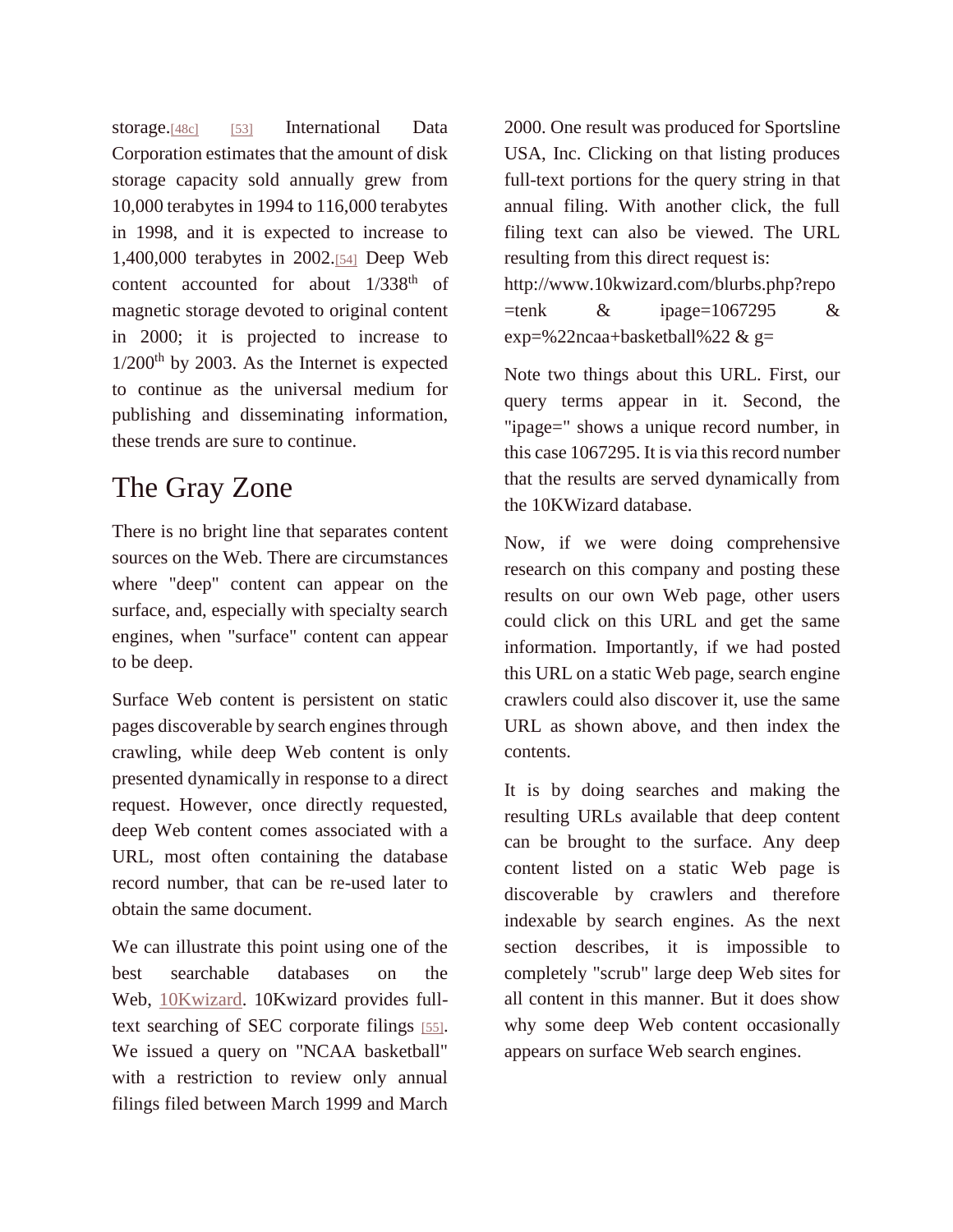storage.[48c] [53] International Data Corporation estimates that the amount of disk storage capacity sold annually grew from 10,000 terabytes in 1994 to 116,000 terabytes in 1998, and it is expected to increase to 1,400,000 terabytes in 2002.[54] Deep Web content accounted for about 1/338th of magnetic storage devoted to original content in 2000; it is projected to increase to 1/200th by 2003. As the Internet is expected to continue as the universal medium for publishing and disseminating information, these trends are sure to continue.

## The Gray Zone

There is no bright line that separates content sources on the Web. There are circumstances where "deep" content can appear on the surface, and, especially with specialty search engines, when "surface" content can appear to be deep.

Surface Web content is persistent on static pages discoverable by search engines through crawling, while deep Web content is only presented dynamically in response to a direct request. However, once directly requested, deep Web content comes associated with a URL, most often containing the database record number, that can be re-used later to obtain the same document.

We can illustrate this point using one of the best searchable databases on the Web, 10Kwizard. 10Kwizard provides full-text searching of SEC corporate filings [55]. We issued a query on "NCAA basketball" with a restriction to review only annual filings filed between March 1999 and March 2000. One result was produced for Sportsline USA, Inc. Clicking on that listing produces full-text portions for the query string in that annual filing. With another click, the full filing text can also be viewed. The URL resulting from this direct request is: http://www.10kwizard.com/blurbs.php?repo=tenk & ipage=1067295 & exp=%22ncaa+basketball%22 & g=

Note two things about this URL. First, our query terms appear in it. Second, the "ipage=" shows a unique record number, in this case 1067295. It is via this record number that the results are served dynamically from the 10KWizard database.

Now, if we were doing comprehensive research on this company and posting these results on our own Web page, other users could click on this URL and get the same information. Importantly, if we had posted this URL on a static Web page, search engine crawlers could also discover it, use the same URL as shown above, and then index the contents.

It is by doing searches and making the resulting URLs available that deep content can be brought to the surface. Any deep content listed on a static Web page is discoverable by crawlers and therefore indexable by search engines. As the next section describes, it is impossible to completely "scrub" large deep Web sites for all content in this manner. But it does show why some deep Web content occasionally appears on surface Web search engines.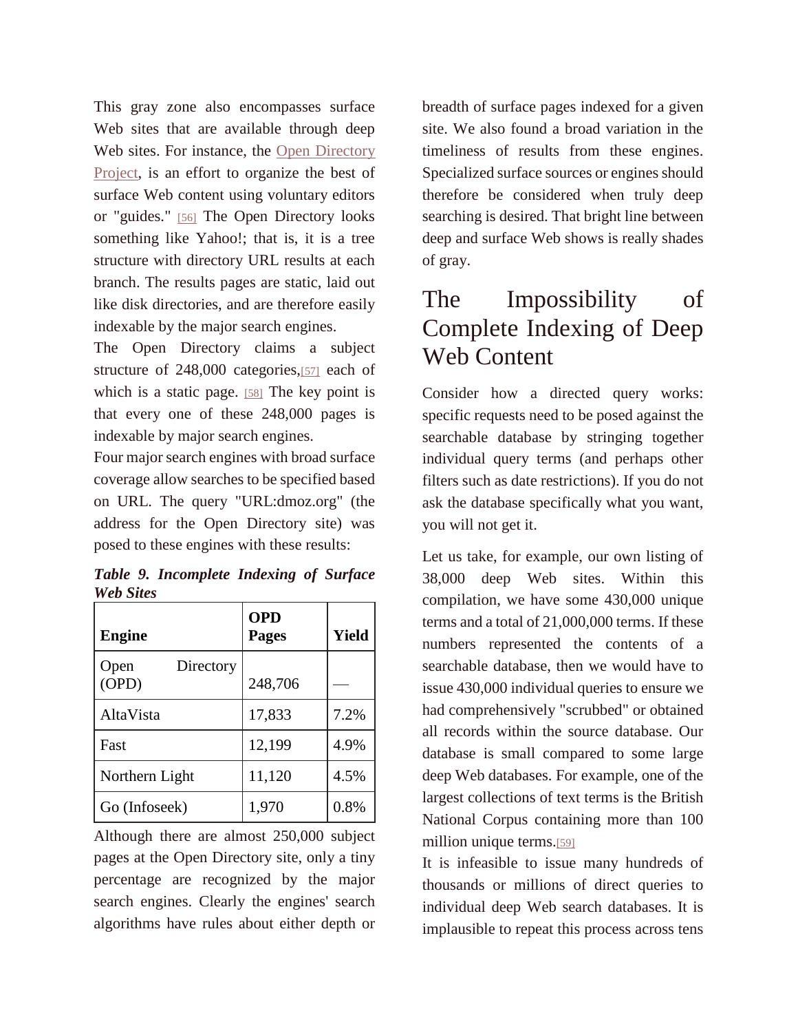This gray zone also encompasses surface Web sites that are available through deep Web sites. For instance, the Open Directory Project, is an effort to organize the best of surface Web content using voluntary editors or "guides." [56] The Open Directory looks something like Yahoo!; that is, it is a tree structure with directory URL results at each branch. The results pages are static, laid out like disk directories, and are therefore easily indexable by the major search engines.

The Open Directory claims a subject structure of 248,000 categories,[57] each of which is a static page. [58] The key point is that every one of these 248,000 pages is indexable by major search engines.

Four major search engines with broad surface coverage allow searches to be specified based on URL. The query "URL:dmoz.org" (the address for the Open Directory site) was posed to these engines with these results:

***Table 9. Incomplete Indexing of Surface Web Sites***

| Engine | OPD Pages | Yield |
|---|---|---|
| Open Directory (OPD) | 248,706 | — |
| AltaVista | 17,833 | 7.2% |
| Fast | 12,199 | 4.9% |
| Northern Light | 11,120 | 4.5% |
| Go (Infoseek) | 1,970 | 0.8% |

Although there are almost 250,000 subject pages at the Open Directory site, only a tiny percentage are recognized by the major search engines. Clearly the engines' search algorithms have rules about either depth or breadth of surface pages indexed for a given site. We also found a broad variation in the timeliness of results from these engines. Specialized surface sources or engines should therefore be considered when truly deep searching is desired. That bright line between deep and surface Web shows is really shades of gray.

## The Impossibility of Complete Indexing of Deep Web Content

Consider how a directed query works: specific requests need to be posed against the searchable database by stringing together individual query terms (and perhaps other filters such as date restrictions). If you do not ask the database specifically what you want, you will not get it.

Let us take, for example, our own listing of 38,000 deep Web sites. Within this compilation, we have some 430,000 unique terms and a total of 21,000,000 terms. If these numbers represented the contents of a searchable database, then we would have to issue 430,000 individual queries to ensure we had comprehensively "scrubbed" or obtained all records within the source database. Our database is small compared to some large deep Web databases. For example, one of the largest collections of text terms is the British National Corpus containing more than 100 million unique terms.[59]

It is infeasible to issue many hundreds of thousands or millions of direct queries to individual deep Web search databases. It is implausible to repeat this process across tens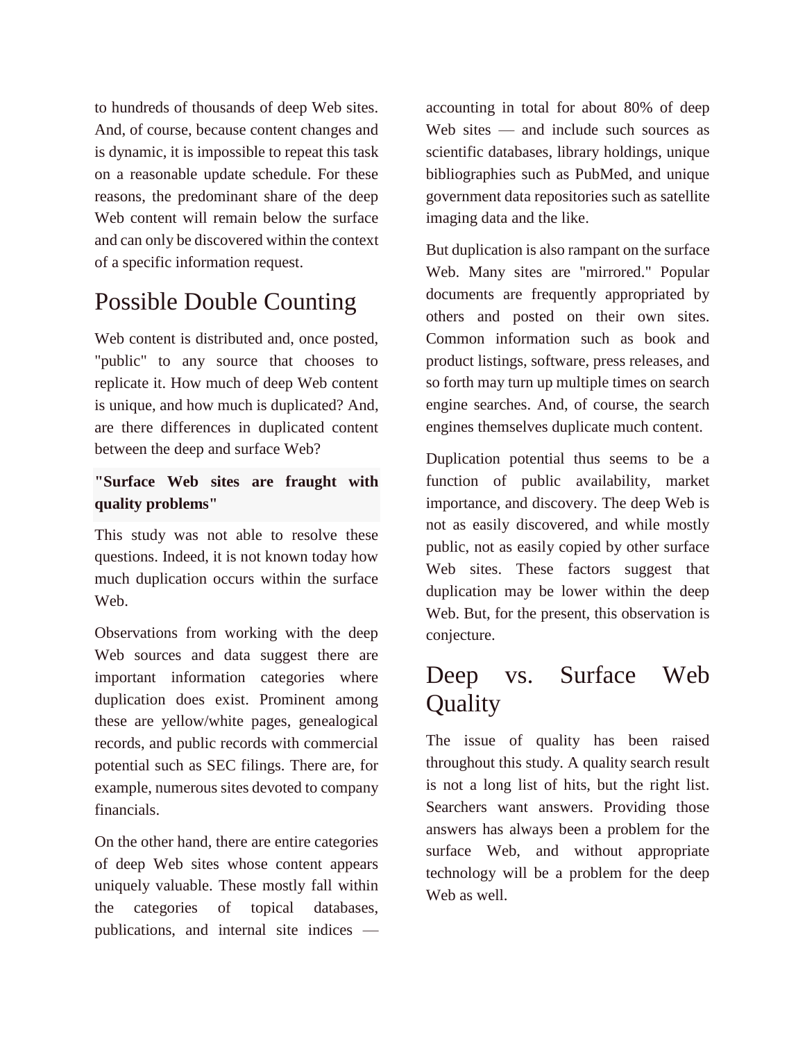to hundreds of thousands of deep Web sites. And, of course, because content changes and is dynamic, it is impossible to repeat this task on a reasonable update schedule. For these reasons, the predominant share of the deep Web content will remain below the surface and can only be discovered within the context of a specific information request.

## Possible Double Counting

Web content is distributed and, once posted, "public" to any source that chooses to replicate it. How much of deep Web content is unique, and how much is duplicated? And, are there differences in duplicated content between the deep and surface Web?

**"Surface Web sites are fraught with quality problems"**

This study was not able to resolve these questions. Indeed, it is not known today how much duplication occurs within the surface Web.

Observations from working with the deep Web sources and data suggest there are important information categories where duplication does exist. Prominent among these are yellow/white pages, genealogical records, and public records with commercial potential such as SEC filings. There are, for example, numerous sites devoted to company financials.

On the other hand, there are entire categories of deep Web sites whose content appears uniquely valuable. These mostly fall within the categories of topical databases, publications, and internal site indices — accounting in total for about 80% of deep Web sites — and include such sources as scientific databases, library holdings, unique bibliographies such as PubMed, and unique government data repositories such as satellite imaging data and the like.

But duplication is also rampant on the surface Web. Many sites are "mirrored." Popular documents are frequently appropriated by others and posted on their own sites. Common information such as book and product listings, software, press releases, and so forth may turn up multiple times on search engine searches. And, of course, the search engines themselves duplicate much content.

Duplication potential thus seems to be a function of public availability, market importance, and discovery. The deep Web is not as easily discovered, and while mostly public, not as easily copied by other surface Web sites. These factors suggest that duplication may be lower within the deep Web. But, for the present, this observation is conjecture.

## Deep vs. Surface Web Quality

The issue of quality has been raised throughout this study. A quality search result is not a long list of hits, but the right list. Searchers want answers. Providing those answers has always been a problem for the surface Web, and without appropriate technology will be a problem for the deep Web as well.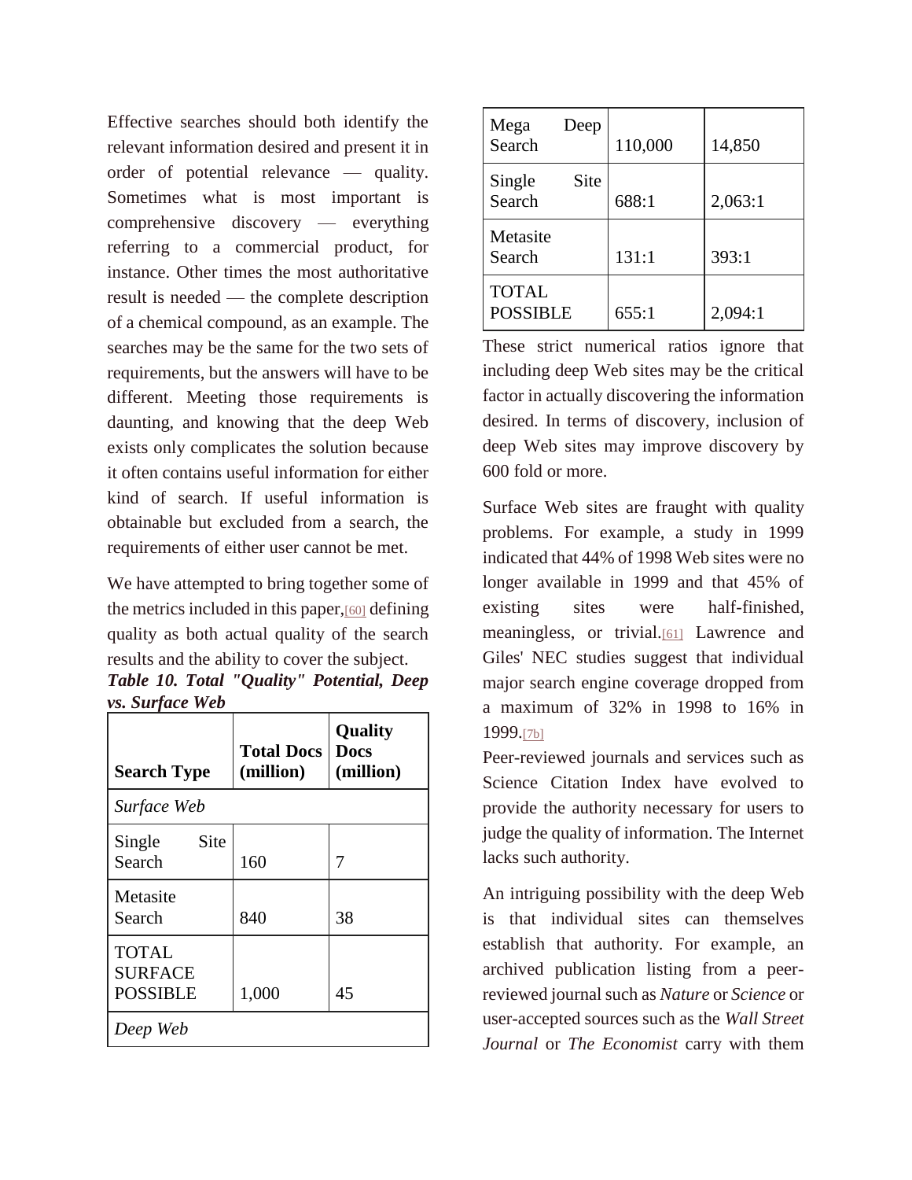Effective searches should both identify the relevant information desired and present it in order of potential relevance — quality. Sometimes what is most important is comprehensive discovery — everything referring to a commercial product, for instance. Other times the most authoritative result is needed — the complete description of a chemical compound, as an example. The searches may be the same for the two sets of requirements, but the answers will have to be different. Meeting those requirements is daunting, and knowing that the deep Web exists only complicates the solution because it often contains useful information for either kind of search. If useful information is obtainable but excluded from a search, the requirements of either user cannot be met.

We have attempted to bring together some of the metrics included in this paper,[60] defining quality as both actual quality of the search results and the ability to cover the subject.

***Table 10. Total "Quality" Potential, Deep vs. Surface Web***

| **Search Type** | **Total Docs (million)** | **Quality Docs (million)** |
|---|---|---|
| *Surface Web* | | |
| Single Site Search | 160 | 7 |
| Metasite Search | 840 | 38 |
| TOTAL SURFACE POSSIBLE | 1,000 | 45 |
| *Deep Web* | | |
| Mega Deep Search | 110,000 | 14,850 |
| Single Site Search | 688:1 | 2,063:1 |
| Metasite Search | 131:1 | 393:1 |
| TOTAL POSSIBLE | 655:1 | 2,094:1 |

These strict numerical ratios ignore that including deep Web sites may be the critical factor in actually discovering the information desired. In terms of discovery, inclusion of deep Web sites may improve discovery by 600 fold or more.

Surface Web sites are fraught with quality problems. For example, a study in 1999 indicated that 44% of 1998 Web sites were no longer available in 1999 and that 45% of existing sites were half-finished, meaningless, or trivial.[61] Lawrence and Giles' NEC studies suggest that individual major search engine coverage dropped from a maximum of 32% in 1998 to 16% in 1999.[7b]

Peer-reviewed journals and services such as Science Citation Index have evolved to provide the authority necessary for users to judge the quality of information. The Internet lacks such authority.

An intriguing possibility with the deep Web is that individual sites can themselves establish that authority. For example, an archived publication listing from a peer-reviewed journal such as *Nature* or *Science* or user-accepted sources such as the *Wall Street Journal* or *The Economist* carry with them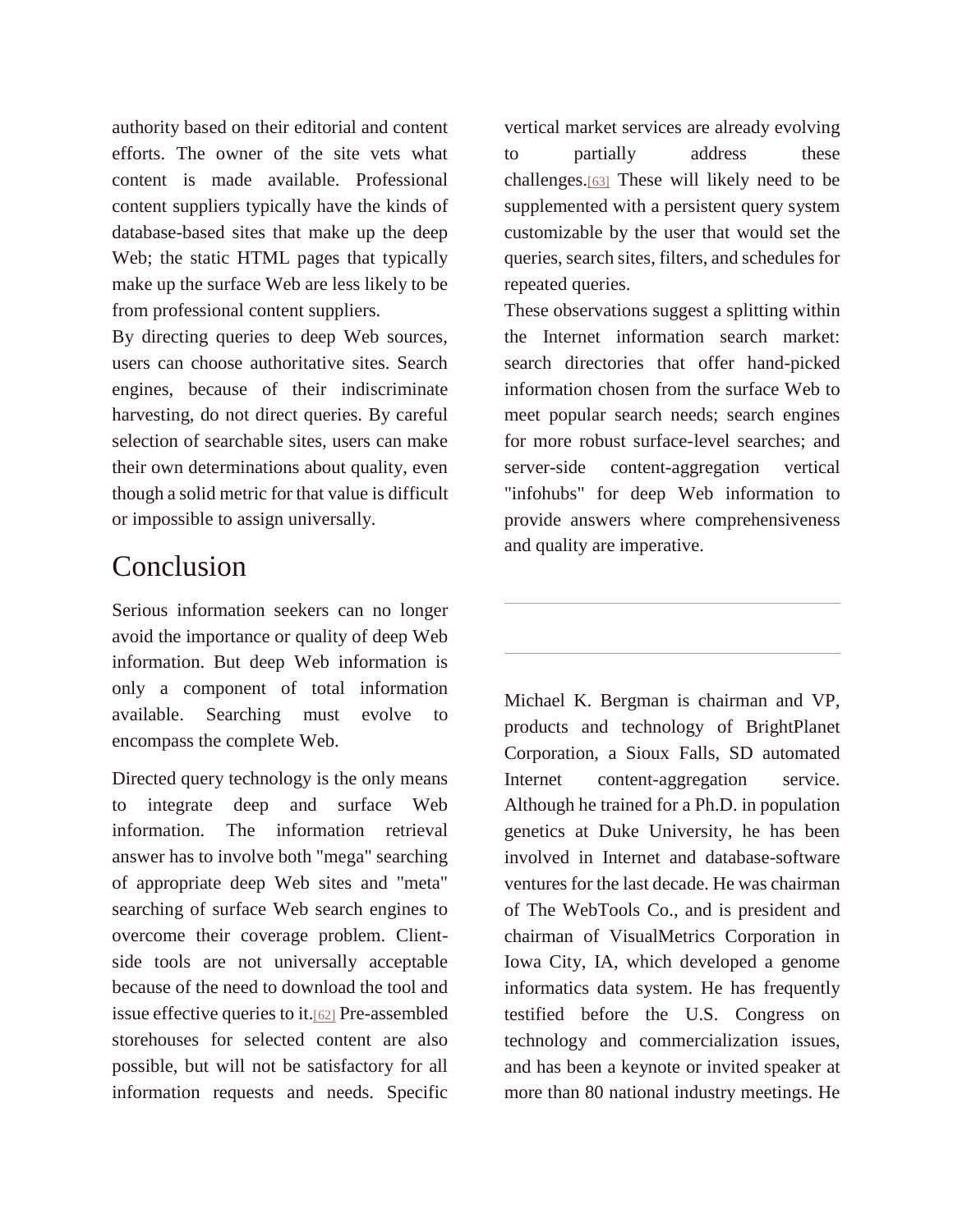authority based on their editorial and content efforts. The owner of the site vets what content is made available. Professional content suppliers typically have the kinds of database-based sites that make up the deep Web; the static HTML pages that typically make up the surface Web are less likely to be from professional content suppliers.

By directing queries to deep Web sources, users can choose authoritative sites. Search engines, because of their indiscriminate harvesting, do not direct queries. By careful selection of searchable sites, users can make their own determinations about quality, even though a solid metric for that value is difficult or impossible to assign universally.

## Conclusion

Serious information seekers can no longer avoid the importance or quality of deep Web information. But deep Web information is only a component of total information available. Searching must evolve to encompass the complete Web.

Directed query technology is the only means to integrate deep and surface Web information. The information retrieval answer has to involve both "mega" searching of appropriate deep Web sites and "meta" searching of surface Web search engines to overcome their coverage problem. Client-side tools are not universally acceptable because of the need to download the tool and issue effective queries to it.[62] Pre-assembled storehouses for selected content are also possible, but will not be satisfactory for all information requests and needs. Specific vertical market services are already evolving to partially address these challenges.[63] These will likely need to be supplemented with a persistent query system customizable by the user that would set the queries, search sites, filters, and schedules for repeated queries.

These observations suggest a splitting within the Internet information search market: search directories that offer hand-picked information chosen from the surface Web to meet popular search needs; search engines for more robust surface-level searches; and server-side content-aggregation vertical "infohubs" for deep Web information to provide answers where comprehensiveness and quality are imperative.

---

---

Michael K. Bergman is chairman and VP, products and technology of BrightPlanet Corporation, a Sioux Falls, SD automated Internet content-aggregation service. Although he trained for a Ph.D. in population genetics at Duke University, he has been involved in Internet and database-software ventures for the last decade. He was chairman of The WebTools Co., and is president and chairman of VisualMetrics Corporation in Iowa City, IA, which developed a genome informatics data system. He has frequently testified before the U.S. Congress on technology and commercialization issues, and has been a keynote or invited speaker at more than 80 national industry meetings. He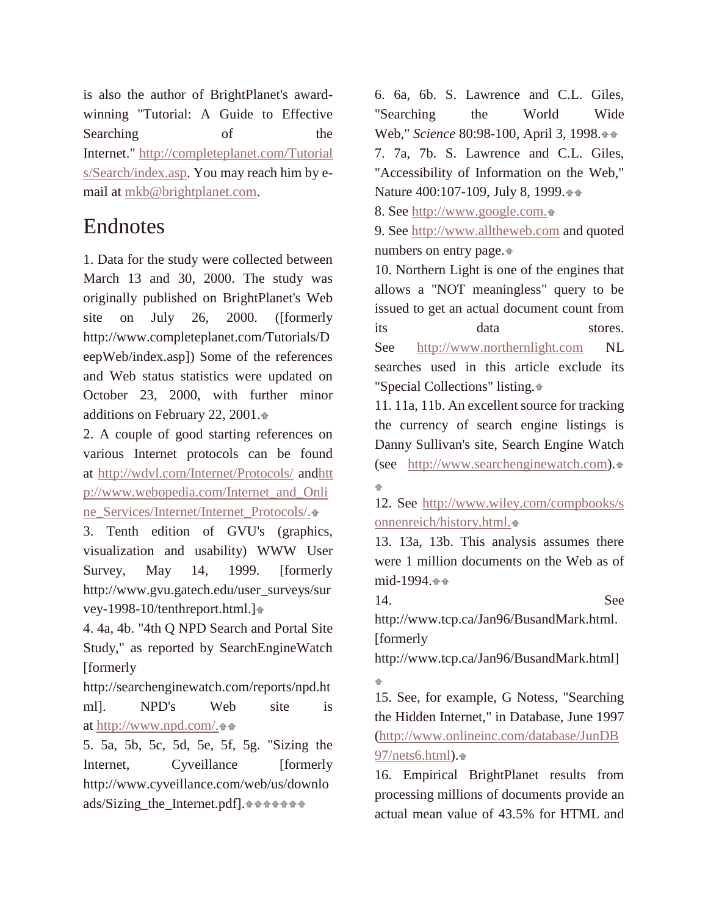is also the author of BrightPlanet's award-winning "Tutorial: A Guide to Effective Searching of the Internet." http://completeplanet.com/Tutorials/Search/index.asp. You may reach him by e-mail at mkb@brightplanet.com.

## Endnotes

1. Data for the study were collected between March 13 and 30, 2000. The study was originally published on BrightPlanet's Web site on July 26, 2000. ([formerly http://www.completeplanet.com/Tutorials/DeepWeb/index.asp]) Some of the references and Web status statistics were updated on October 23, 2000, with further minor additions on February 22, 2001.

2. A couple of good starting references on various Internet protocols can be found at http://wdvl.com/Internet/Protocols/ and http://www.webopedia.com/Internet_and_Online_Services/Internet/Internet_Protocols/.

3. Tenth edition of GVU's (graphics, visualization and usability) WWW User Survey, May 14, 1999. [formerly http://www.gvu.gatech.edu/user_surveys/survey-1998-10/tenthreport.html.]

4. 4a, 4b. "4th Q NPD Search and Portal Site Study," as reported by SearchEngineWatch [formerly http://searchenginewatch.com/reports/npd.html]. NPD's Web site is at http://www.npd.com/.

5. 5a, 5b, 5c, 5d, 5e, 5f, 5g. "Sizing the Internet, Cyveillance [formerly http://www.cyveillance.com/web/us/downloads/Sizing_the_Internet.pdf].

6. 6a, 6b. S. Lawrence and C.L. Giles, "Searching the World Wide Web," *Science* 80:98-100, April 3, 1998.

7. 7a, 7b. S. Lawrence and C.L. Giles, "Accessibility of Information on the Web," Nature 400:107-109, July 8, 1999.

8. See http://www.google.com.

9. See http://www.alltheweb.com and quoted numbers on entry page.

10. Northern Light is one of the engines that allows a "NOT meaningless" query to be issued to get an actual document count from its data stores. See http://www.northernlight.com NL searches used in this article exclude its "Special Collections" listing.

11. 11a, 11b. An excellent source for tracking the currency of search engine listings is Danny Sullivan's site, Search Engine Watch (see http://www.searchenginewatch.com).

12. See http://www.wiley.com/compbooks/sonnenreich/history.html.

13. 13a, 13b. This analysis assumes there were 1 million documents on the Web as of mid-1994.

14. See http://www.tcp.ca/Jan96/BusandMark.html. [formerly http://www.tcp.ca/Jan96/BusandMark.html]

15. See, for example, G Notess, "Searching the Hidden Internet," in Database, June 1997 (http://www.onlineinc.com/database/JunDB97/nets6.html).

16. Empirical BrightPlanet results from processing millions of documents provide an actual mean value of 43.5% for HTML and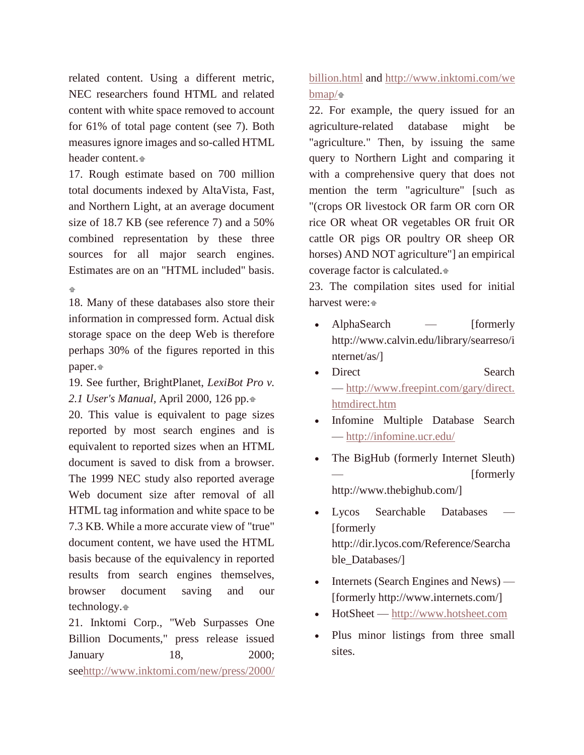related content. Using a different metric, NEC researchers found HTML and related content with white space removed to account for 61% of total page content (see 7). Both measures ignore images and so-called HTML header content.

17. Rough estimate based on 700 million total documents indexed by AltaVista, Fast, and Northern Light, at an average document size of 18.7 KB (see reference 7) and a 50% combined representation by these three sources for all major search engines. Estimates are on an "HTML included" basis.

18. Many of these databases also store their information in compressed form. Actual disk storage space on the deep Web is therefore perhaps 30% of the figures reported in this paper.

19. See further, BrightPlanet, *LexiBot Pro v. 2.1 User's Manual*, April 2000, 126 pp.

20. This value is equivalent to page sizes reported by most search engines and is equivalent to reported sizes when an HTML document is saved to disk from a browser. The 1999 NEC study also reported average Web document size after removal of all HTML tag information and white space to be 7.3 KB. While a more accurate view of "true" document content, we have used the HTML basis because of the equivalency in reported results from search engines themselves, browser document saving and our technology.

21. Inktomi Corp., "Web Surpasses One Billion Documents," press release issued January 18, 2000; see http://www.inktomi.com/new/press/2000/billion.html and http://www.inktomi.com/webmap/

22. For example, the query issued for an agriculture-related database might be "agriculture." Then, by issuing the same query to Northern Light and comparing it with a comprehensive query that does not mention the term "agriculture" [such as "(crops OR livestock OR farm OR corn OR rice OR wheat OR vegetables OR fruit OR cattle OR pigs OR poultry OR sheep OR horses) AND NOT agriculture"] an empirical coverage factor is calculated.

23. The compilation sites used for initial harvest were:

- AlphaSearch — [formerly http://www.calvin.edu/library/searreso/internet/as/]
- Direct Search — http://www.freepint.com/gary/direct.htmdirect.htm
- Infomine Multiple Database Search — http://infomine.ucr.edu/
- The BigHub (formerly Internet Sleuth) — [formerly http://www.thebighub.com/]
- Lycos Searchable Databases — [formerly http://dir.lycos.com/Reference/Searchable_Databases/]
- Internets (Search Engines and News) — [formerly http://www.internets.com/]
- HotSheet — http://www.hotsheet.com
- Plus minor listings from three small sites.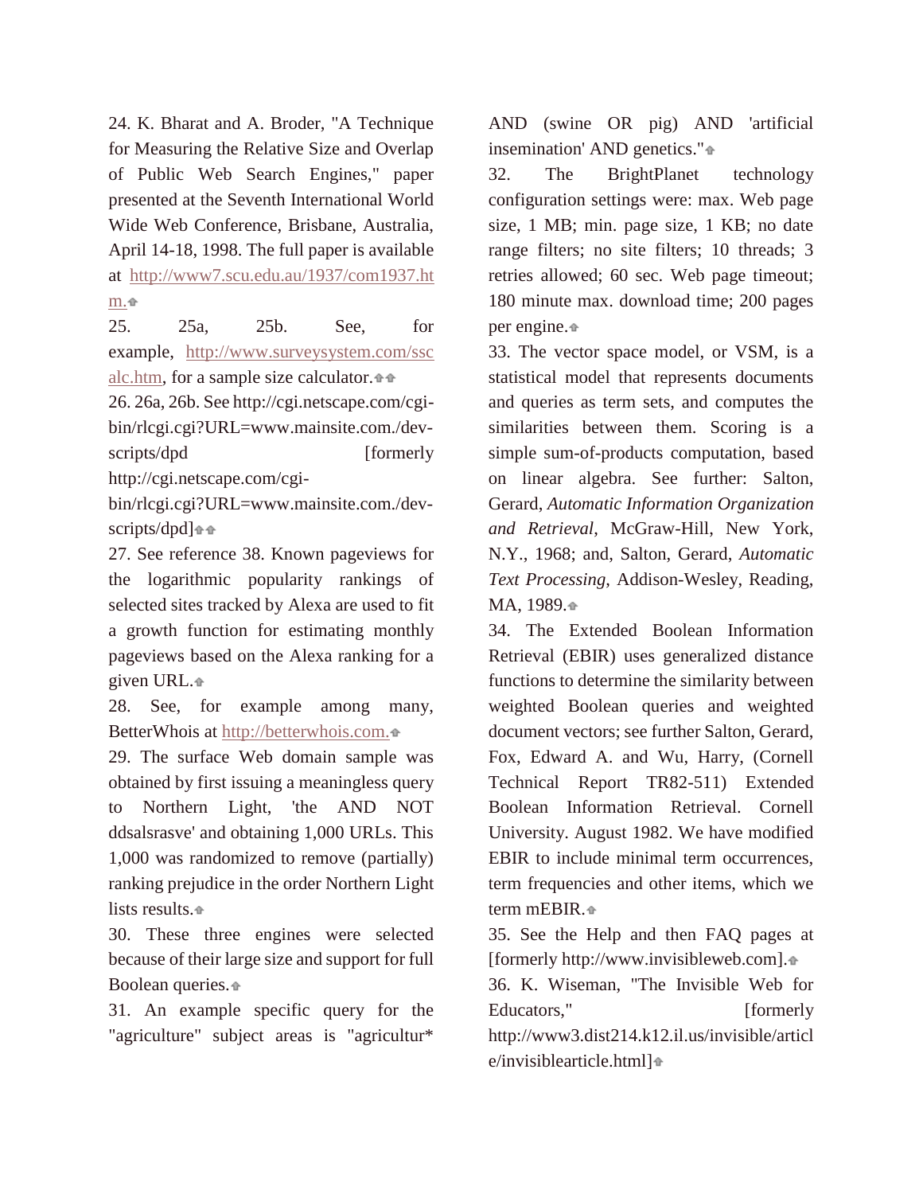24. K. Bharat and A. Broder, "A Technique for Measuring the Relative Size and Overlap of Public Web Search Engines," paper presented at the Seventh International World Wide Web Conference, Brisbane, Australia, April 14-18, 1998. The full paper is available at http://www7.scu.edu.au/1937/com1937.htm.

25. 25a, 25b. See, for example, http://www.surveysystem.com/sscalc.htm, for a sample size calculator.

26. 26a, 26b. See http://cgi.netscape.com/cgi-bin/rlcgi.cgi?URL=www.mainsite.com./dev-scripts/dpd [formerly http://cgi.netscape.com/cgi-bin/rlcgi.cgi?URL=www.mainsite.com./dev-scripts/dpd]

27. See reference 38. Known pageviews for the logarithmic popularity rankings of selected sites tracked by Alexa are used to fit a growth function for estimating monthly pageviews based on the Alexa ranking for a given URL.

28. See, for example among many, BetterWhois at http://betterwhois.com.

29. The surface Web domain sample was obtained by first issuing a meaningless query to Northern Light, 'the AND NOT ddsalsrasve' and obtaining 1,000 URLs. This 1,000 was randomized to remove (partially) ranking prejudice in the order Northern Light lists results.

30. These three engines were selected because of their large size and support for full Boolean queries.

31. An example specific query for the "agriculture" subject areas is "agricultur* AND (swine OR pig) AND 'artificial insemination' AND genetics."

32. The BrightPlanet technology configuration settings were: max. Web page size, 1 MB; min. page size, 1 KB; no date range filters; no site filters; 10 threads; 3 retries allowed; 60 sec. Web page timeout; 180 minute max. download time; 200 pages per engine.

33. The vector space model, or VSM, is a statistical model that represents documents and queries as term sets, and computes the similarities between them. Scoring is a simple sum-of-products computation, based on linear algebra. See further: Salton, Gerard, *Automatic Information Organization and Retrieval*, McGraw-Hill, New York, N.Y., 1968; and, Salton, Gerard, *Automatic Text Processing*, Addison-Wesley, Reading, MA, 1989.

34. The Extended Boolean Information Retrieval (EBIR) uses generalized distance functions to determine the similarity between weighted Boolean queries and weighted document vectors; see further Salton, Gerard, Fox, Edward A. and Wu, Harry, (Cornell Technical Report TR82-511) Extended Boolean Information Retrieval. Cornell University. August 1982. We have modified EBIR to include minimal term occurrences, term frequencies and other items, which we term mEBIR.

35. See the Help and then FAQ pages at [formerly http://www.invisibleweb.com].

36. K. Wiseman, "The Invisible Web for Educators," [formerly http://www3.dist214.k12.il.us/invisible/article/invisiblearticle.html]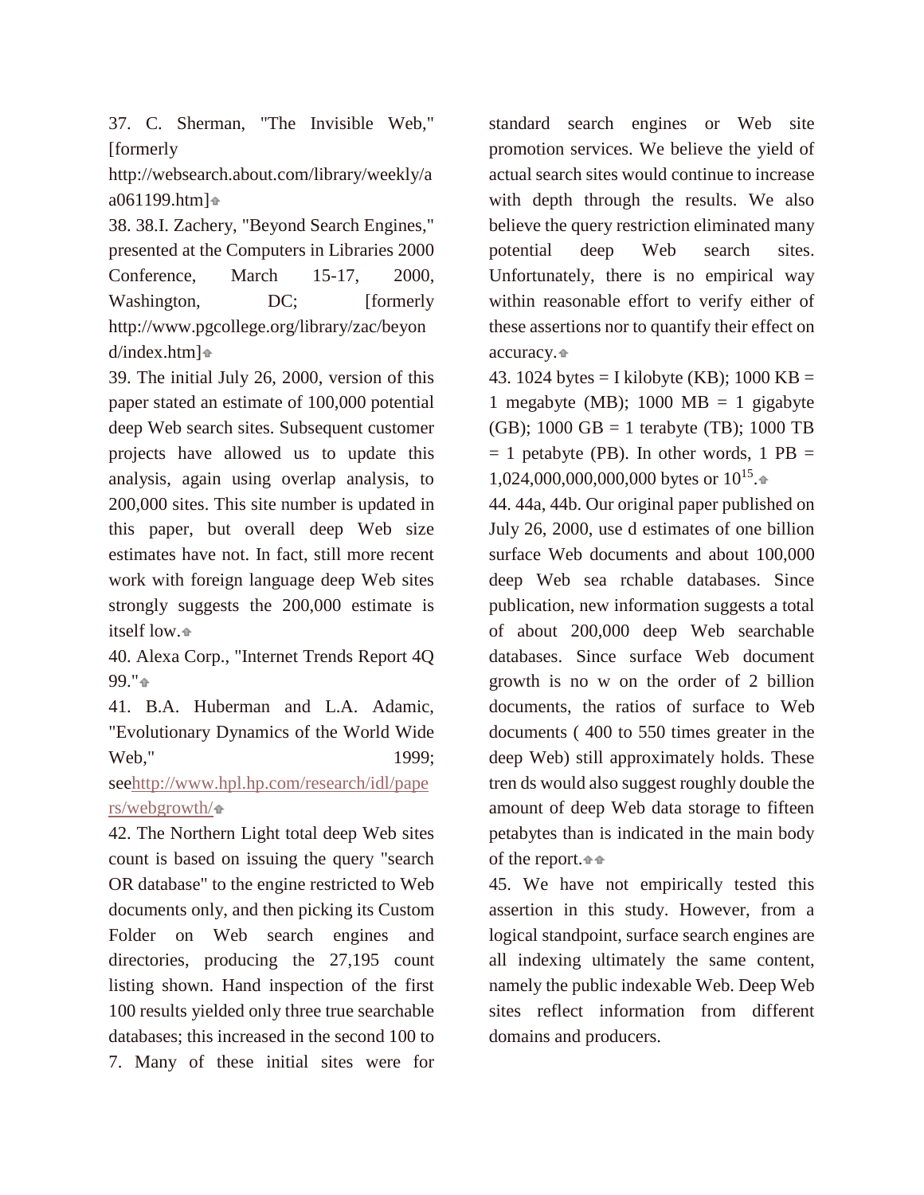37. C. Sherman, "The Invisible Web," [formerly http://websearch.about.com/library/weekly/aa061199.htm]

38. 38.I. Zachery, "Beyond Search Engines," presented at the Computers in Libraries 2000 Conference, March 15-17, 2000, Washington, DC; [formerly http://www.pgcollege.org/library/zac/beyond/index.htm]

39. The initial July 26, 2000, version of this paper stated an estimate of 100,000 potential deep Web search sites. Subsequent customer projects have allowed us to update this analysis, again using overlap analysis, to 200,000 sites. This site number is updated in this paper, but overall deep Web size estimates have not. In fact, still more recent work with foreign language deep Web sites strongly suggests the 200,000 estimate is itself low.

40. Alexa Corp., "Internet Trends Report 4Q 99."

41. B.A. Huberman and L.A. Adamic, "Evolutionary Dynamics of the World Wide Web," 1999; see http://www.hpl.hp.com/research/idl/papers/webgrowth/

42. The Northern Light total deep Web sites count is based on issuing the query "search OR database" to the engine restricted to Web documents only, and then picking its Custom Folder on Web search engines and directories, producing the 27,195 count listing shown. Hand inspection of the first 100 results yielded only three true searchable databases; this increased in the second 100 to 7. Many of these initial sites were for standard search engines or Web site promotion services. We believe the yield of actual search sites would continue to increase with depth through the results. We also believe the query restriction eliminated many potential deep Web search sites. Unfortunately, there is no empirical way within reasonable effort to verify either of these assertions nor to quantify their effect on accuracy.

43. 1024 bytes = I kilobyte (KB); 1000 KB = 1 megabyte (MB); 1000 MB = 1 gigabyte (GB); 1000 GB = 1 terabyte (TB); 1000 TB = 1 petabyte (PB). In other words, 1 PB = 1,024,000,000,000,000 bytes or $10^{15}$.

44. 44a, 44b. Our original paper published on July 26, 2000, use d estimates of one billion surface Web documents and about 100,000 deep Web sea rchable databases. Since publication, new information suggests a total of about 200,000 deep Web searchable databases. Since surface Web document growth is no w on the order of 2 billion documents, the ratios of surface to Web documents ( 400 to 550 times greater in the deep Web) still approximately holds. These tren ds would also suggest roughly double the amount of deep Web data storage to fifteen petabytes than is indicated in the main body of the report.

45. We have not empirically tested this assertion in this study. However, from a logical standpoint, surface search engines are all indexing ultimately the same content, namely the public indexable Web. Deep Web sites reflect information from different domains and producers.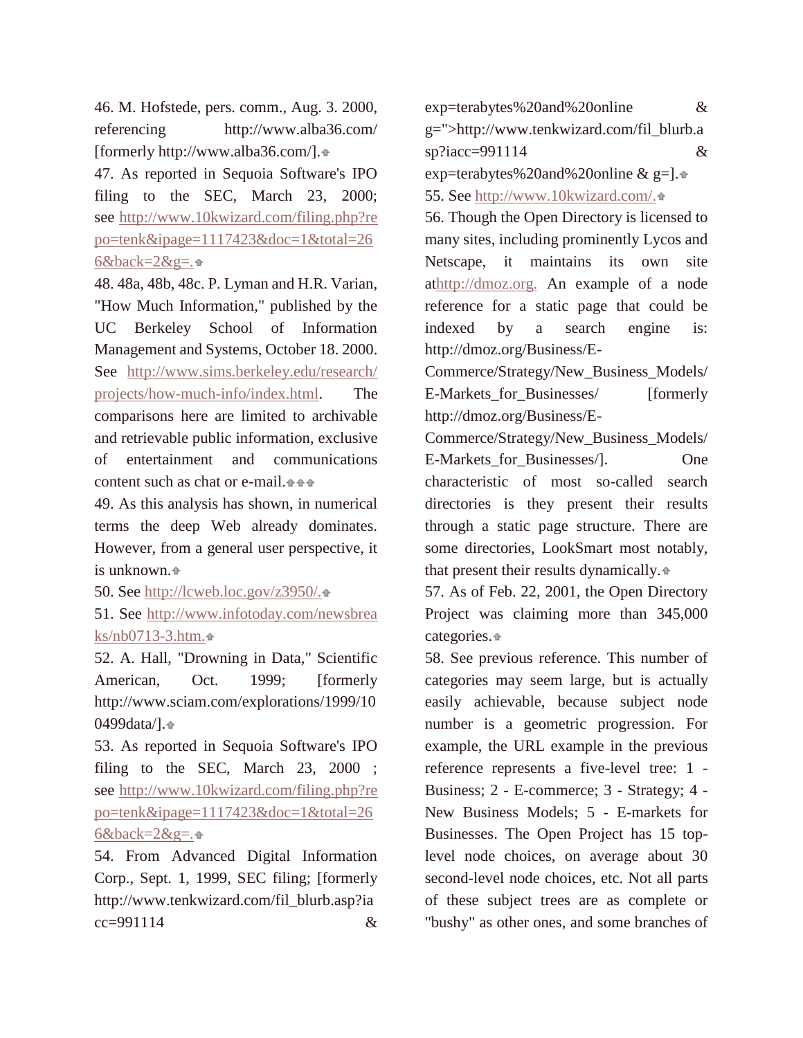46. M. Hofstede, pers. comm., Aug. 3. 2000, referencing http://www.alba36.com/ [formerly http://www.alba36.com/].

47. As reported in Sequoia Software's IPO filing to the SEC, March 23, 2000; see http://www.10kwizard.com/filing.php?repo=tenk&ipage=1117423&doc=1&total=266&back=2&g=.

48. 48a, 48b, 48c. P. Lyman and H.R. Varian, "How Much Information," published by the UC Berkeley School of Information Management and Systems, October 18. 2000. See http://www.sims.berkeley.edu/research/projects/how-much-info/index.html. The comparisons here are limited to archivable and retrievable public information, exclusive of entertainment and communications content such as chat or e-mail.

49. As this analysis has shown, in numerical terms the deep Web already dominates. However, from a general user perspective, it is unknown.

50. See http://lcweb.loc.gov/z3950/.

51. See http://www.infotoday.com/newsbreaks/nb0713-3.htm.

52. A. Hall, "Drowning in Data," Scientific American, Oct. 1999; [formerly http://www.sciam.com/explorations/1999/100499data/].

53. As reported in Sequoia Software's IPO filing to the SEC, March 23, 2000 ; see http://www.10kwizard.com/filing.php?repo=tenk&ipage=1117423&doc=1&total=266&back=2&g=.

54. From Advanced Digital Information Corp., Sept. 1, 1999, SEC filing; [formerly http://www.tenkwizard.com/fil_blurb.asp?iacc=991114 & exp=terabytes%20and%20online & g=">http://www.tenkwizard.com/fil_blurb.asp?iacc=991114 & exp=terabytes%20and%20online & g=].

55. See http://www.10kwizard.com/.

56. Though the Open Directory is licensed to many sites, including prominently Lycos and Netscape, it maintains its own site athttp://dmoz.org. An example of a node reference for a static page that could be indexed by a search engine is: http://dmoz.org/Business/E-Commerce/Strategy/New_Business_Models/E-Markets_for_Businesses/ [formerly http://dmoz.org/Business/E-Commerce/Strategy/New_Business_Models/E-Markets_for_Businesses/]. One characteristic of most so-called search directories is they present their results through a static page structure. There are some directories, LookSmart most notably, that present their results dynamically.

57. As of Feb. 22, 2001, the Open Directory Project was claiming more than 345,000 categories.

58. See previous reference. This number of categories may seem large, but is actually easily achievable, because subject node number is a geometric progression. For example, the URL example in the previous reference represents a five-level tree: 1 - Business; 2 - E-commerce; 3 - Strategy; 4 - New Business Models; 5 - E-markets for Businesses. The Open Project has 15 top-level node choices, on average about 30 second-level node choices, etc. Not all parts of these subject trees are as complete or "bushy" as other ones, and some branches of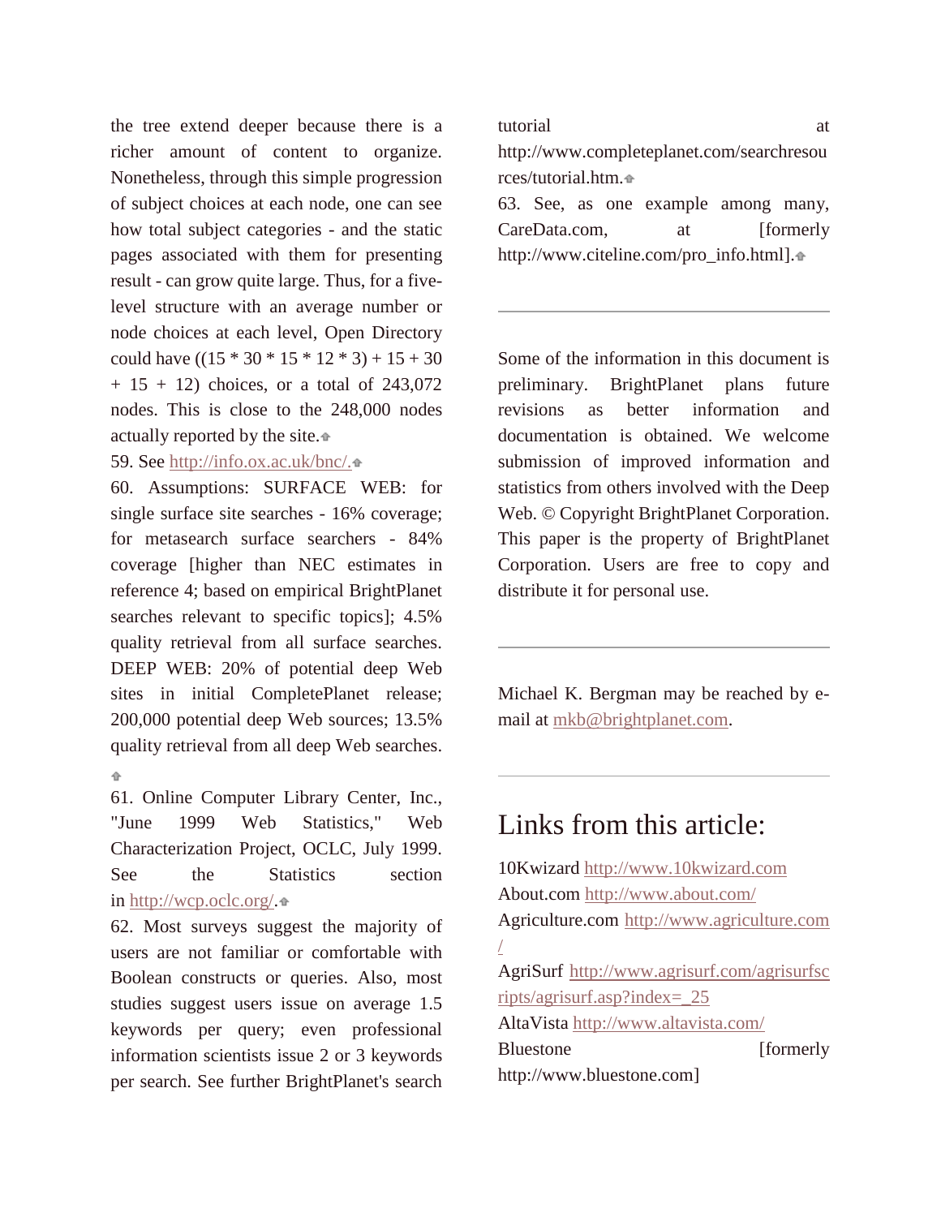the tree extend deeper because there is a richer amount of content to organize. Nonetheless, through this simple progression of subject choices at each node, one can see how total subject categories - and the static pages associated with them for presenting result - can grow quite large. Thus, for a five-level structure with an average number or node choices at each level, Open Directory could have ((15 * 30 * 15 * 12 * 3) + 15 + 30 + 15 + 12) choices, or a total of 243,072 nodes. This is close to the 248,000 nodes actually reported by the site.

59. See http://info.ox.ac.uk/bnc/.

60. Assumptions: SURFACE WEB: for single surface site searches - 16% coverage; for metasearch surface searchers - 84% coverage [higher than NEC estimates in reference 4; based on empirical BrightPlanet searches relevant to specific topics]; 4.5% quality retrieval from all surface searches. DEEP WEB: 20% of potential deep Web sites in initial CompletePlanet release; 200,000 potential deep Web sources; 13.5% quality retrieval from all deep Web searches.

61. Online Computer Library Center, Inc., "June 1999 Web Statistics," Web Characterization Project, OCLC, July 1999. See the Statistics section in http://wcp.oclc.org/.

62. Most surveys suggest the majority of users are not familiar or comfortable with Boolean constructs or queries. Also, most studies suggest users issue on average 1.5 keywords per query; even professional information scientists issue 2 or 3 keywords per search. See further BrightPlanet's search tutorial at http://www.completeplanet.com/searchresources/tutorial.htm.

63. See, as one example among many, CareData.com, at [formerly http://www.citeline.com/pro_info.html].

---

Some of the information in this document is preliminary. BrightPlanet plans future revisions as better information and documentation is obtained. We welcome submission of improved information and statistics from others involved with the Deep Web. © Copyright BrightPlanet Corporation. This paper is the property of BrightPlanet Corporation. Users are free to copy and distribute it for personal use.

---

Michael K. Bergman may be reached by e-mail at mkb@brightplanet.com.

---

## Links from this article:

10Kwizard http://www.10kwizard.com
About.com http://www.about.com/
Agriculture.com http://www.agriculture.com/
AgriSurf http://www.agrisurf.com/agrisurfscripts/agrisurf.asp?index=_25
AltaVista http://www.altavista.com/
Bluestone [formerly http://www.bluestone.com]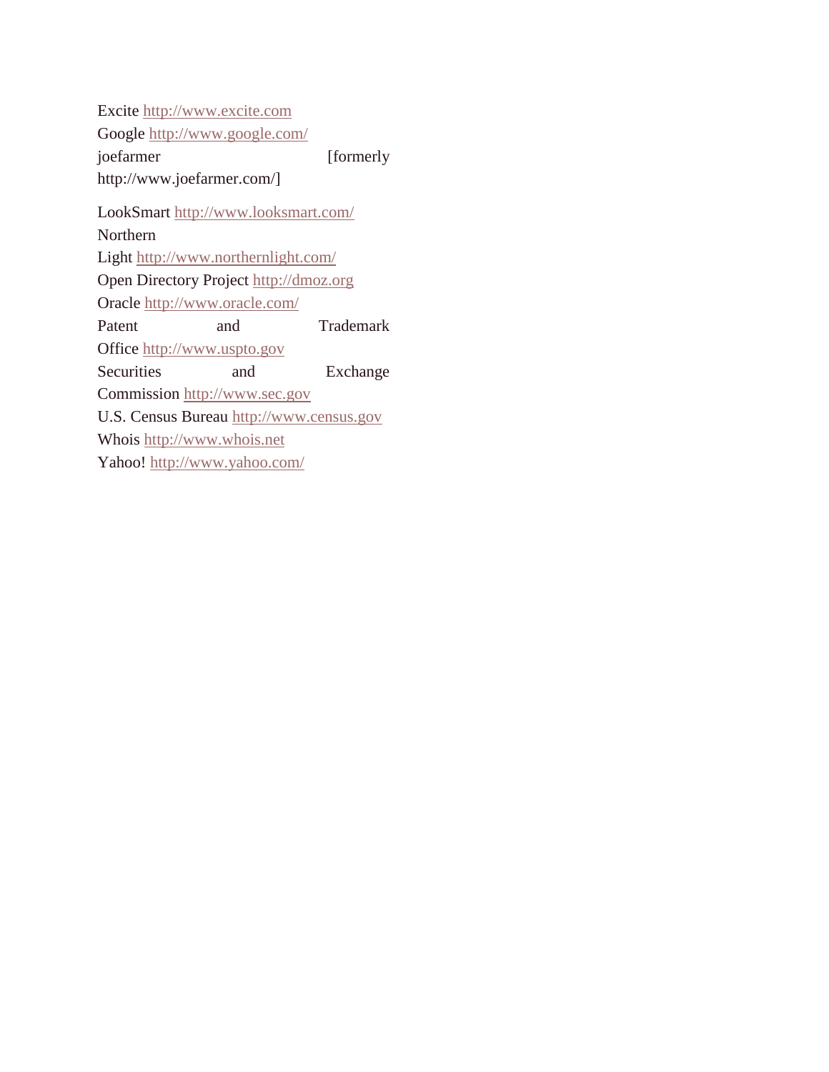Excite http://www.excite.com
Google http://www.google.com/
joefarmer [formerly http://www.joefarmer.com/]

LookSmart http://www.looksmart.com/
Northern Light http://www.northernlight.com/
Open Directory Project http://dmoz.org
Oracle http://www.oracle.com/
Patent and Trademark Office http://www.uspto.gov
Securities and Exchange Commission http://www.sec.gov
U.S. Census Bureau http://www.census.gov
Whois http://www.whois.net
Yahoo! http://www.yahoo.com/